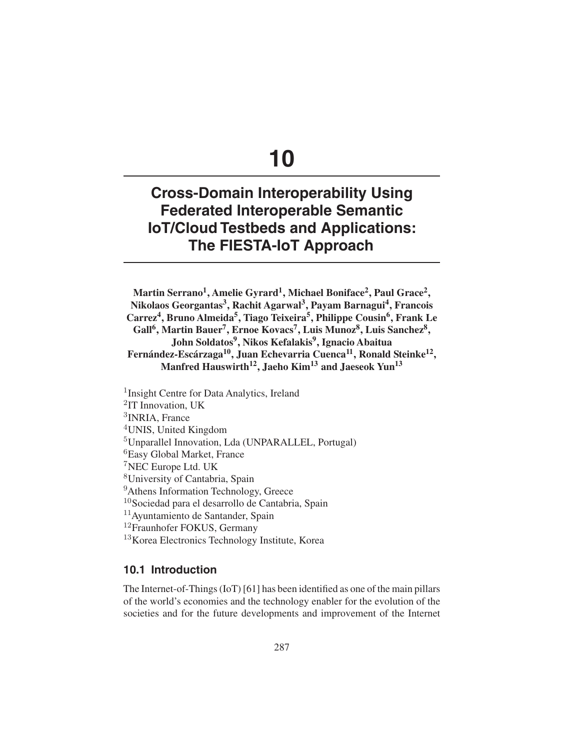# 10

# Cross-Domain Interoperability Using Federated Interoperable Semantic IoT/Cloud Testbeds and Applications: The FIESTA-IoT Approach

**Martin Serrano[1], Amelie Gyrard[1], Michael Boniface[2], Paul Grace[2], Nikolaos Georgantas[3], Rachit Agarwal[3], Payam Barnagui[4], Francois Carrez[4], Bruno Almeida[5], Tiago Teixeira[5], Philippe Cousin[6], Frank Le Gall[6], Martin Bauer[7], Ernoe Kovacs[7], Luis Munoz[8], Luis Sanchez[8], John Soldatos[9], Nikos Kefalakis[9], Ignacio Abaitua Fernández-Escárzaga[10], Juan Echevarria Cuenca[11], Ronald Steinke[12], Manfred Hauswirth[12], Jaeho Kim[13] and Jaeseok Yun[13]**

[1]Insight Centre for Data Analytics, Ireland
[2]IT Innovation, UK
[3]INRIA, France
[4]UNIS, United Kingdom
[5]Unparallel Innovation, Lda (UNPARALLEL, Portugal)
[6]Easy Global Market, France
[7]NEC Europe Ltd. UK
[8]University of Cantabria, Spain
[9]Athens Information Technology, Greece
[10]Sociedad para el desarrollo de Cantabria, Spain
[11]Ayuntamiento de Santander, Spain
[12]Fraunhofer FOKUS, Germany
[13]Korea Electronics Technology Institute, Korea

## 10.1 Introduction

The Internet-of-Things (IoT) [61] has been identified as one of the main pillars of the world's economies and the technology enabler for the evolution of the societies and for the future developments and improvement of the Internet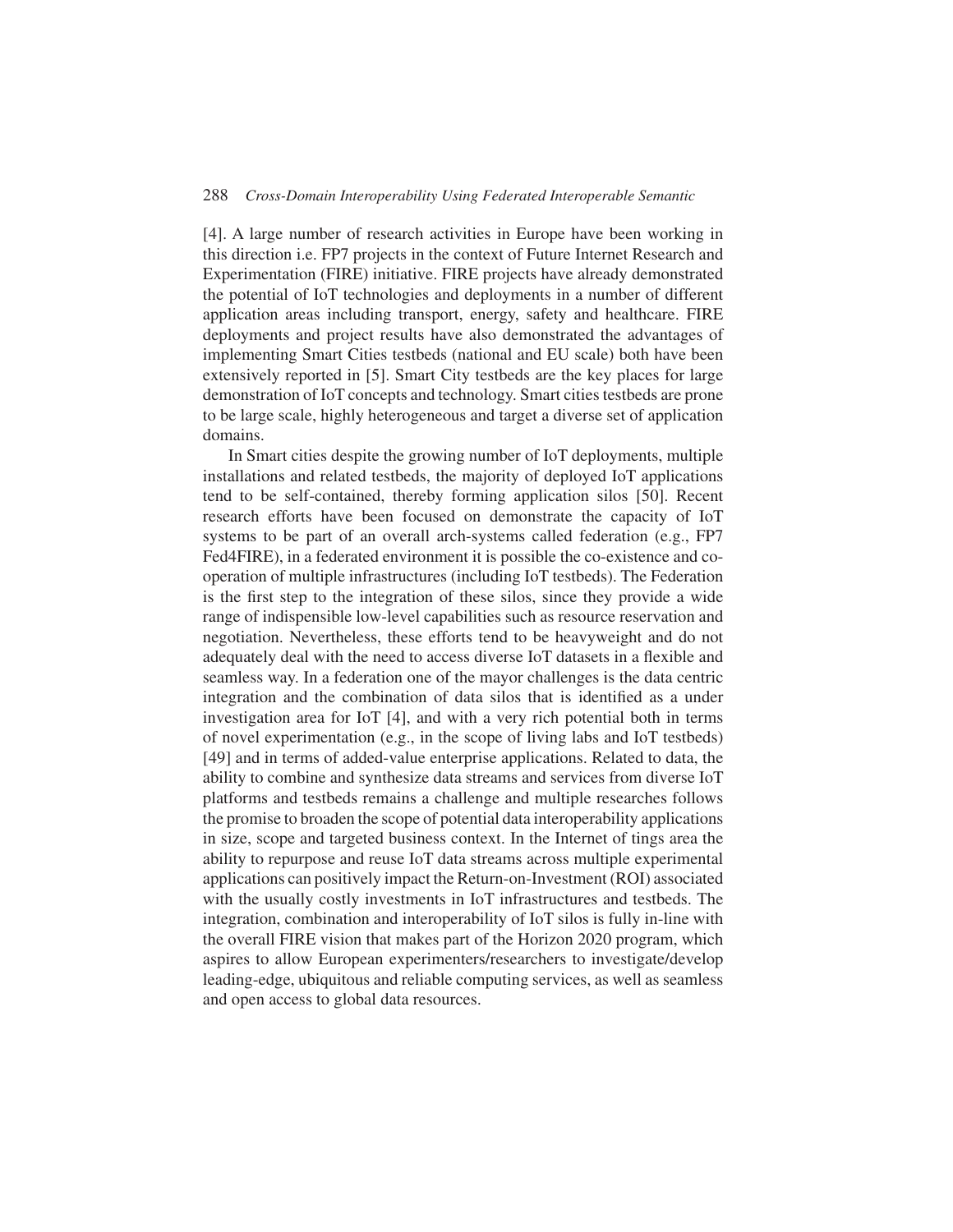[4]. A large number of research activities in Europe have been working in this direction i.e. FP7 projects in the context of Future Internet Research and Experimentation (FIRE) initiative. FIRE projects have already demonstrated the potential of IoT technologies and deployments in a number of different application areas including transport, energy, safety and healthcare. FIRE deployments and project results have also demonstrated the advantages of implementing Smart Cities testbeds (national and EU scale) both have been extensively reported in [5]. Smart City testbeds are the key places for large demonstration of IoT concepts and technology. Smart cities testbeds are prone to be large scale, highly heterogeneous and target a diverse set of application domains.

In Smart cities despite the growing number of IoT deployments, multiple installations and related testbeds, the majority of deployed IoT applications tend to be self-contained, thereby forming application silos [50]. Recent research efforts have been focused on demonstrate the capacity of IoT systems to be part of an overall arch-systems called federation (e.g., FP7 Fed4FIRE), in a federated environment it is possible the co-existence and co-operation of multiple infrastructures (including IoT testbeds). The Federation is the first step to the integration of these silos, since they provide a wide range of indispensible low-level capabilities such as resource reservation and negotiation. Nevertheless, these efforts tend to be heavyweight and do not adequately deal with the need to access diverse IoT datasets in a flexible and seamless way. In a federation one of the mayor challenges is the data centric integration and the combination of data silos that is identified as a under investigation area for IoT [4], and with a very rich potential both in terms of novel experimentation (e.g., in the scope of living labs and IoT testbeds) [49] and in terms of added-value enterprise applications. Related to data, the ability to combine and synthesize data streams and services from diverse IoT platforms and testbeds remains a challenge and multiple researches follows the promise to broaden the scope of potential data interoperability applications in size, scope and targeted business context. In the Internet of tings area the ability to repurpose and reuse IoT data streams across multiple experimental applications can positively impact the Return-on-Investment (ROI) associated with the usually costly investments in IoT infrastructures and testbeds. The integration, combination and interoperability of IoT silos is fully in-line with the overall FIRE vision that makes part of the Horizon 2020 program, which aspires to allow European experimenters/researchers to investigate/develop leading-edge, ubiquitous and reliable computing services, as well as seamless and open access to global data resources.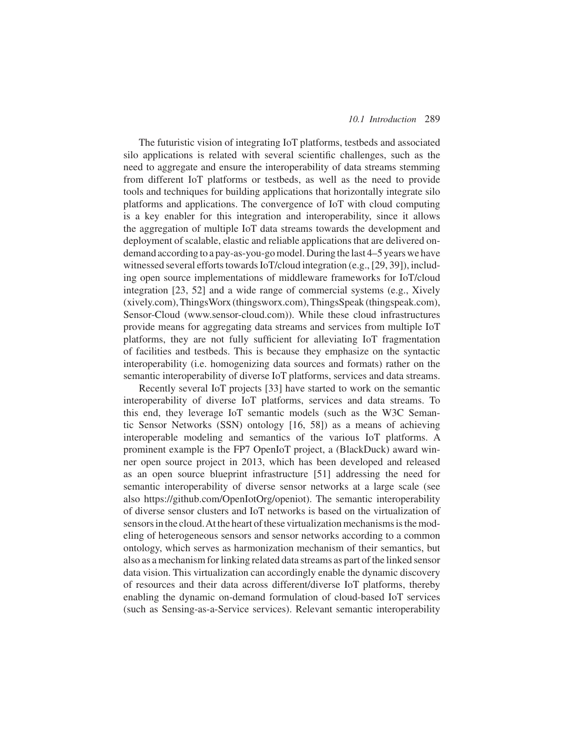The futuristic vision of integrating IoT platforms, testbeds and associated silo applications is related with several scientific challenges, such as the need to aggregate and ensure the interoperability of data streams stemming from different IoT platforms or testbeds, as well as the need to provide tools and techniques for building applications that horizontally integrate silo platforms and applications. The convergence of IoT with cloud computing is a key enabler for this integration and interoperability, since it allows the aggregation of multiple IoT data streams towards the development and deployment of scalable, elastic and reliable applications that are delivered on-demand according to a pay-as-you-go model. During the last 4–5 years we have witnessed several efforts towards IoT/cloud integration (e.g., [29, 39]), including open source implementations of middleware frameworks for IoT/cloud integration [23, 52] and a wide range of commercial systems (e.g., Xively (xively.com), ThingsWorx (thingsworx.com), ThingsSpeak (thingspeak.com), Sensor-Cloud (www.sensor-cloud.com)). While these cloud infrastructures provide means for aggregating data streams and services from multiple IoT platforms, they are not fully sufficient for alleviating IoT fragmentation of facilities and testbeds. This is because they emphasize on the syntactic interoperability (i.e. homogenizing data sources and formats) rather on the semantic interoperability of diverse IoT platforms, services and data streams.

Recently several IoT projects [33] have started to work on the semantic interoperability of diverse IoT platforms, services and data streams. To this end, they leverage IoT semantic models (such as the W3C Semantic Sensor Networks (SSN) ontology [16, 58]) as a means of achieving interoperable modeling and semantics of the various IoT platforms. A prominent example is the FP7 OpenIoT project, a (BlackDuck) award winner open source project in 2013, which has been developed and released as an open source blueprint infrastructure [51] addressing the need for semantic interoperability of diverse sensor networks at a large scale (see also https://github.com/OpenIotOrg/openiot). The semantic interoperability of diverse sensor clusters and IoT networks is based on the virtualization of sensors in the cloud. At the heart of these virtualization mechanisms is the modeling of heterogeneous sensors and sensor networks according to a common ontology, which serves as harmonization mechanism of their semantics, but also as a mechanism for linking related data streams as part of the linked sensor data vision. This virtualization can accordingly enable the dynamic discovery of resources and their data across different/diverse IoT platforms, thereby enabling the dynamic on-demand formulation of cloud-based IoT services (such as Sensing-as-a-Service services). Relevant semantic interoperability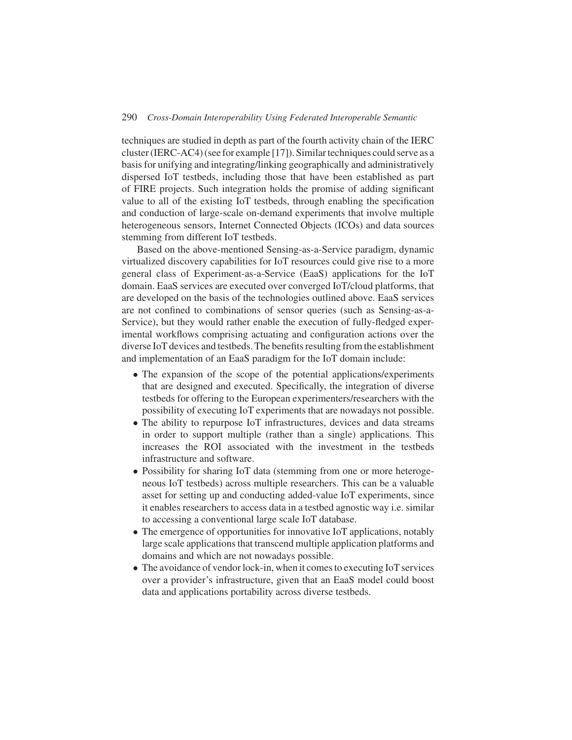techniques are studied in depth as part of the fourth activity chain of the IERC cluster (IERC-AC4) (see for example [17]). Similar techniques could serve as a basis for unifying and integrating/linking geographically and administratively dispersed IoT testbeds, including those that have been established as part of FIRE projects. Such integration holds the promise of adding significant value to all of the existing IoT testbeds, through enabling the specification and conduction of large-scale on-demand experiments that involve multiple heterogeneous sensors, Internet Connected Objects (ICOs) and data sources stemming from different IoT testbeds.

Based on the above-mentioned Sensing-as-a-Service paradigm, dynamic virtualized discovery capabilities for IoT resources could give rise to a more general class of Experiment-as-a-Service (EaaS) applications for the IoT domain. EaaS services are executed over converged IoT/cloud platforms, that are developed on the basis of the technologies outlined above. EaaS services are not confined to combinations of sensor queries (such as Sensing-as-a-Service), but they would rather enable the execution of fully-fledged experimental workflows comprising actuating and configuration actions over the diverse IoT devices and testbeds. The benefits resulting from the establishment and implementation of an EaaS paradigm for the IoT domain include:

- The expansion of the scope of the potential applications/experiments that are designed and executed. Specifically, the integration of diverse testbeds for offering to the European experimenters/researchers with the possibility of executing IoT experiments that are nowadays not possible.
- The ability to repurpose IoT infrastructures, devices and data streams in order to support multiple (rather than a single) applications. This increases the ROI associated with the investment in the testbeds infrastructure and software.
- Possibility for sharing IoT data (stemming from one or more heterogeneous IoT testbeds) across multiple researchers. This can be a valuable asset for setting up and conducting added-value IoT experiments, since it enables researchers to access data in a testbed agnostic way i.e. similar to accessing a conventional large scale IoT database.
- The emergence of opportunities for innovative IoT applications, notably large scale applications that transcend multiple application platforms and domains and which are not nowadays possible.
- The avoidance of vendor lock-in, when it comes to executing IoT services over a provider's infrastructure, given that an EaaS model could boost data and applications portability across diverse testbeds.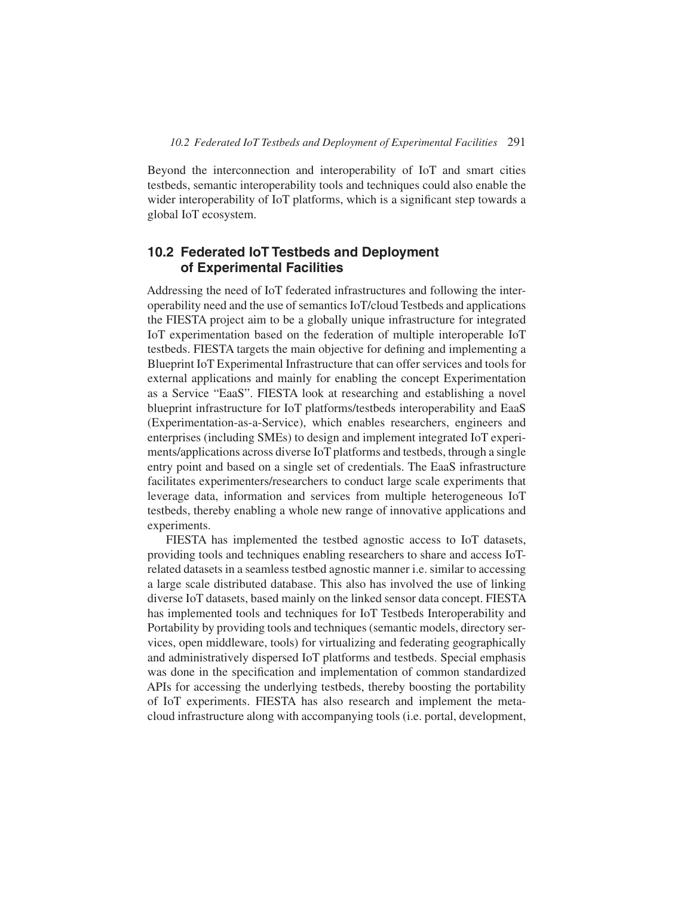Beyond the interconnection and interoperability of IoT and smart cities testbeds, semantic interoperability tools and techniques could also enable the wider interoperability of IoT platforms, which is a significant step towards a global IoT ecosystem.

## 10.2 Federated IoT Testbeds and Deployment of Experimental Facilities

Addressing the need of IoT federated infrastructures and following the interoperability need and the use of semantics IoT/cloud Testbeds and applications the FIESTA project aim to be a globally unique infrastructure for integrated IoT experimentation based on the federation of multiple interoperable IoT testbeds. FIESTA targets the main objective for defining and implementing a Blueprint IoT Experimental Infrastructure that can offer services and tools for external applications and mainly for enabling the concept Experimentation as a Service "EaaS". FIESTA look at researching and establishing a novel blueprint infrastructure for IoT platforms/testbeds interoperability and EaaS (Experimentation-as-a-Service), which enables researchers, engineers and enterprises (including SMEs) to design and implement integrated IoT experiments/applications across diverse IoT platforms and testbeds, through a single entry point and based on a single set of credentials. The EaaS infrastructure facilitates experimenters/researchers to conduct large scale experiments that leverage data, information and services from multiple heterogeneous IoT testbeds, thereby enabling a whole new range of innovative applications and experiments.

FIESTA has implemented the testbed agnostic access to IoT datasets, providing tools and techniques enabling researchers to share and access IoT-related datasets in a seamless testbed agnostic manner i.e. similar to accessing a large scale distributed database. This also has involved the use of linking diverse IoT datasets, based mainly on the linked sensor data concept. FIESTA has implemented tools and techniques for IoT Testbeds Interoperability and Portability by providing tools and techniques (semantic models, directory services, open middleware, tools) for virtualizing and federating geographically and administratively dispersed IoT platforms and testbeds. Special emphasis was done in the specification and implementation of common standardized APIs for accessing the underlying testbeds, thereby boosting the portability of IoT experiments. FIESTA has also research and implement the meta-cloud infrastructure along with accompanying tools (i.e. portal, development,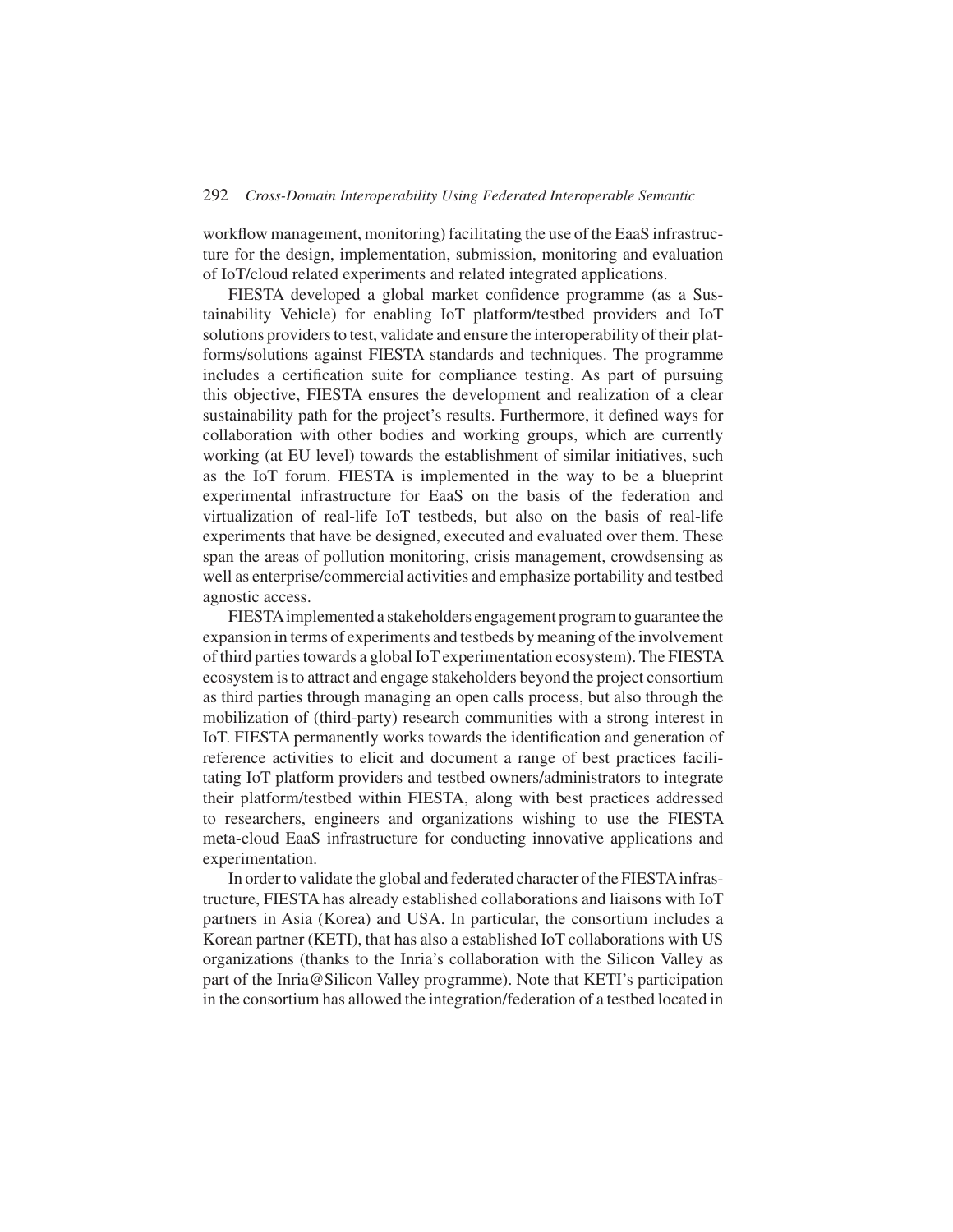workflow management, monitoring) facilitating the use of the EaaS infrastructure for the design, implementation, submission, monitoring and evaluation of IoT/cloud related experiments and related integrated applications.

FIESTA developed a global market confidence programme (as a Sustainability Vehicle) for enabling IoT platform/testbed providers and IoT solutions providers to test, validate and ensure the interoperability of their platforms/solutions against FIESTA standards and techniques. The programme includes a certification suite for compliance testing. As part of pursuing this objective, FIESTA ensures the development and realization of a clear sustainability path for the project's results. Furthermore, it defined ways for collaboration with other bodies and working groups, which are currently working (at EU level) towards the establishment of similar initiatives, such as the IoT forum. FIESTA is implemented in the way to be a blueprint experimental infrastructure for EaaS on the basis of the federation and virtualization of real-life IoT testbeds, but also on the basis of real-life experiments that have be designed, executed and evaluated over them. These span the areas of pollution monitoring, crisis management, crowdsensing as well as enterprise/commercial activities and emphasize portability and testbed agnostic access.

FIESTA implemented a stakeholders engagement program to guarantee the expansion in terms of experiments and testbeds by meaning of the involvement of third parties towards a global IoT experimentation ecosystem). The FIESTA ecosystem is to attract and engage stakeholders beyond the project consortium as third parties through managing an open calls process, but also through the mobilization of (third-party) research communities with a strong interest in IoT. FIESTA permanently works towards the identification and generation of reference activities to elicit and document a range of best practices facilitating IoT platform providers and testbed owners/administrators to integrate their platform/testbed within FIESTA, along with best practices addressed to researchers, engineers and organizations wishing to use the FIESTA meta-cloud EaaS infrastructure for conducting innovative applications and experimentation.

In order to validate the global and federated character of the FIESTA infrastructure, FIESTA has already established collaborations and liaisons with IoT partners in Asia (Korea) and USA. In particular, the consortium includes a Korean partner (KETI), that has also a established IoT collaborations with US organizations (thanks to the Inria's collaboration with the Silicon Valley as part of the Inria@Silicon Valley programme). Note that KETI's participation in the consortium has allowed the integration/federation of a testbed located in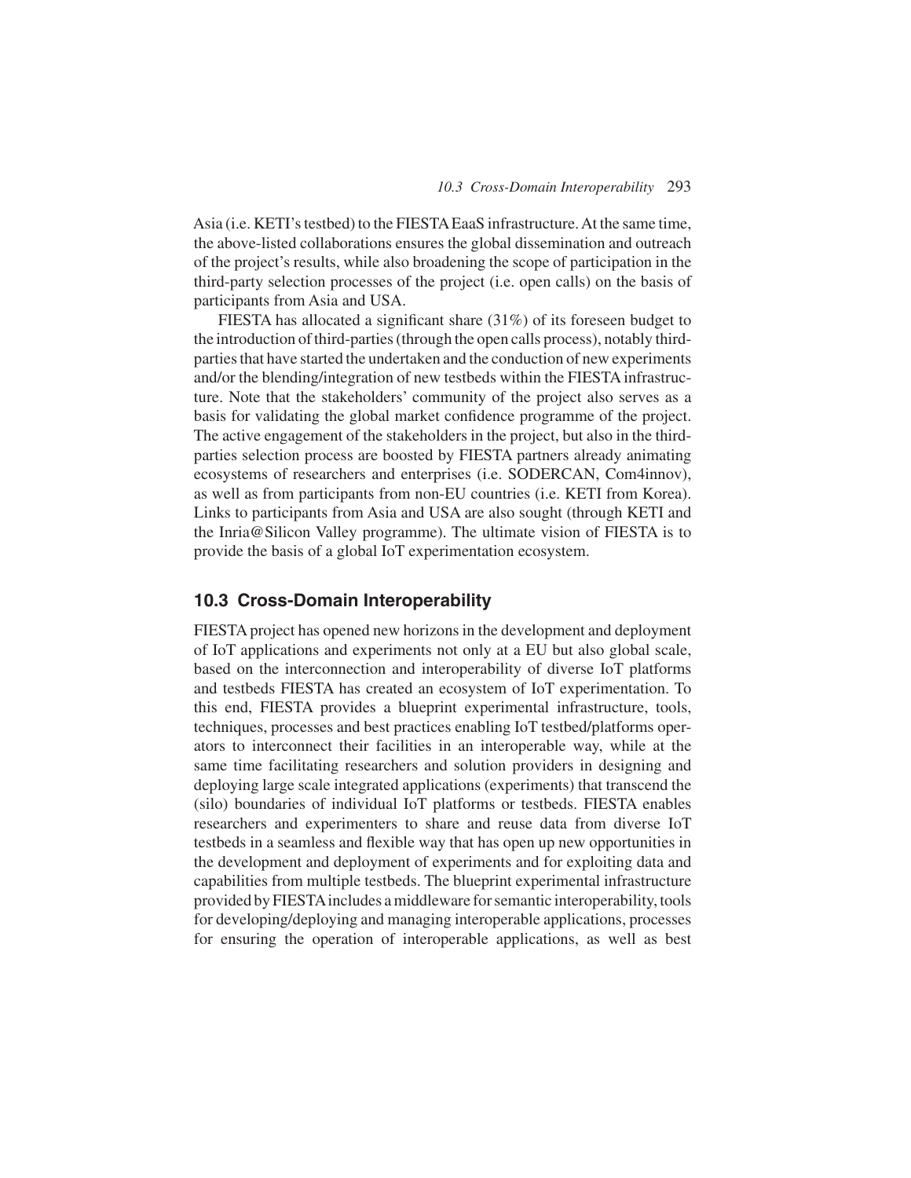Asia (i.e. KETI's testbed) to the FIESTA EaaS infrastructure. At the same time, the above-listed collaborations ensures the global dissemination and outreach of the project's results, while also broadening the scope of participation in the third-party selection processes of the project (i.e. open calls) on the basis of participants from Asia and USA.

FIESTA has allocated a significant share (31%) of its foreseen budget to the introduction of third-parties (through the open calls process), notably third-parties that have started the undertaken and the conduction of new experiments and/or the blending/integration of new testbeds within the FIESTA infrastructure. Note that the stakeholders' community of the project also serves as a basis for validating the global market confidence programme of the project. The active engagement of the stakeholders in the project, but also in the third-parties selection process are boosted by FIESTA partners already animating ecosystems of researchers and enterprises (i.e. SODERCAN, Com4innov), as well as from participants from non-EU countries (i.e. KETI from Korea). Links to participants from Asia and USA are also sought (through KETI and the Inria@Silicon Valley programme). The ultimate vision of FIESTA is to provide the basis of a global IoT experimentation ecosystem.

## 10.3 Cross-Domain Interoperability

FIESTA project has opened new horizons in the development and deployment of IoT applications and experiments not only at a EU but also global scale, based on the interconnection and interoperability of diverse IoT platforms and testbeds FIESTA has created an ecosystem of IoT experimentation. To this end, FIESTA provides a blueprint experimental infrastructure, tools, techniques, processes and best practices enabling IoT testbed/platforms operators to interconnect their facilities in an interoperable way, while at the same time facilitating researchers and solution providers in designing and deploying large scale integrated applications (experiments) that transcend the (silo) boundaries of individual IoT platforms or testbeds. FIESTA enables researchers and experimenters to share and reuse data from diverse IoT testbeds in a seamless and flexible way that has open up new opportunities in the development and deployment of experiments and for exploiting data and capabilities from multiple testbeds. The blueprint experimental infrastructure provided by FIESTA includes a middleware for semantic interoperability, tools for developing/deploying and managing interoperable applications, processes for ensuring the operation of interoperable applications, as well as best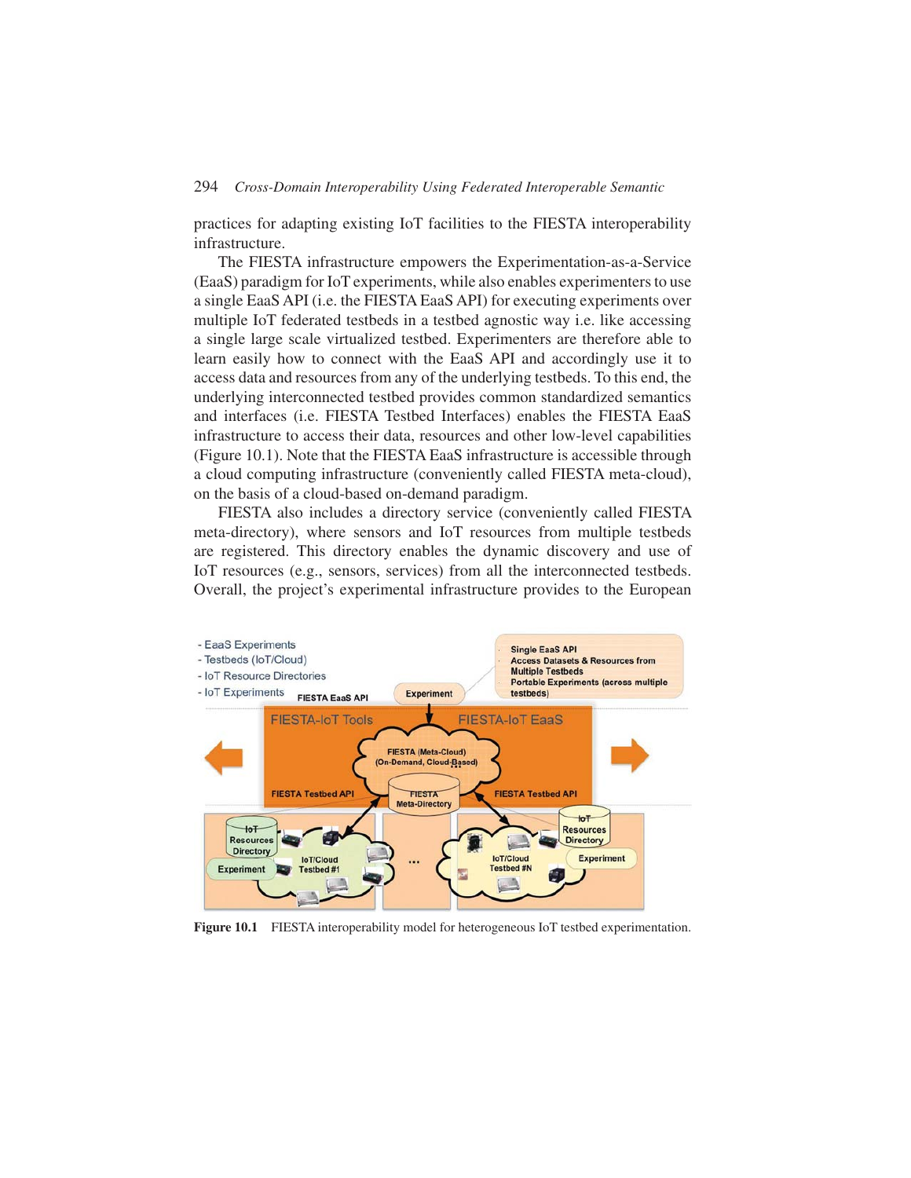practices for adapting existing IoT facilities to the FIESTA interoperability infrastructure.

The FIESTA infrastructure empowers the Experimentation-as-a-Service (EaaS) paradigm for IoT experiments, while also enables experimenters to use a single EaaS API (i.e. the FIESTA EaaS API) for executing experiments over multiple IoT federated testbeds in a testbed agnostic way i.e. like accessing a single large scale virtualized testbed. Experimenters are therefore able to learn easily how to connect with the EaaS API and accordingly use it to access data and resources from any of the underlying testbeds. To this end, the underlying interconnected testbed provides common standardized semantics and interfaces (i.e. FIESTA Testbed Interfaces) enables the FIESTA EaaS infrastructure to access their data, resources and other low-level capabilities (Figure 10.1). Note that the FIESTA EaaS infrastructure is accessible through a cloud computing infrastructure (conveniently called FIESTA meta-cloud), on the basis of a cloud-based on-demand paradigm.

FIESTA also includes a directory service (conveniently called FIESTA meta-directory), where sensors and IoT resources from multiple testbeds are registered. This directory enables the dynamic discovery and use of IoT resources (e.g., sensors, services) from all the interconnected testbeds. Overall, the project's experimental infrastructure provides to the European

**Figure 10.1** FIESTA interoperability model for heterogeneous IoT testbed experimentation.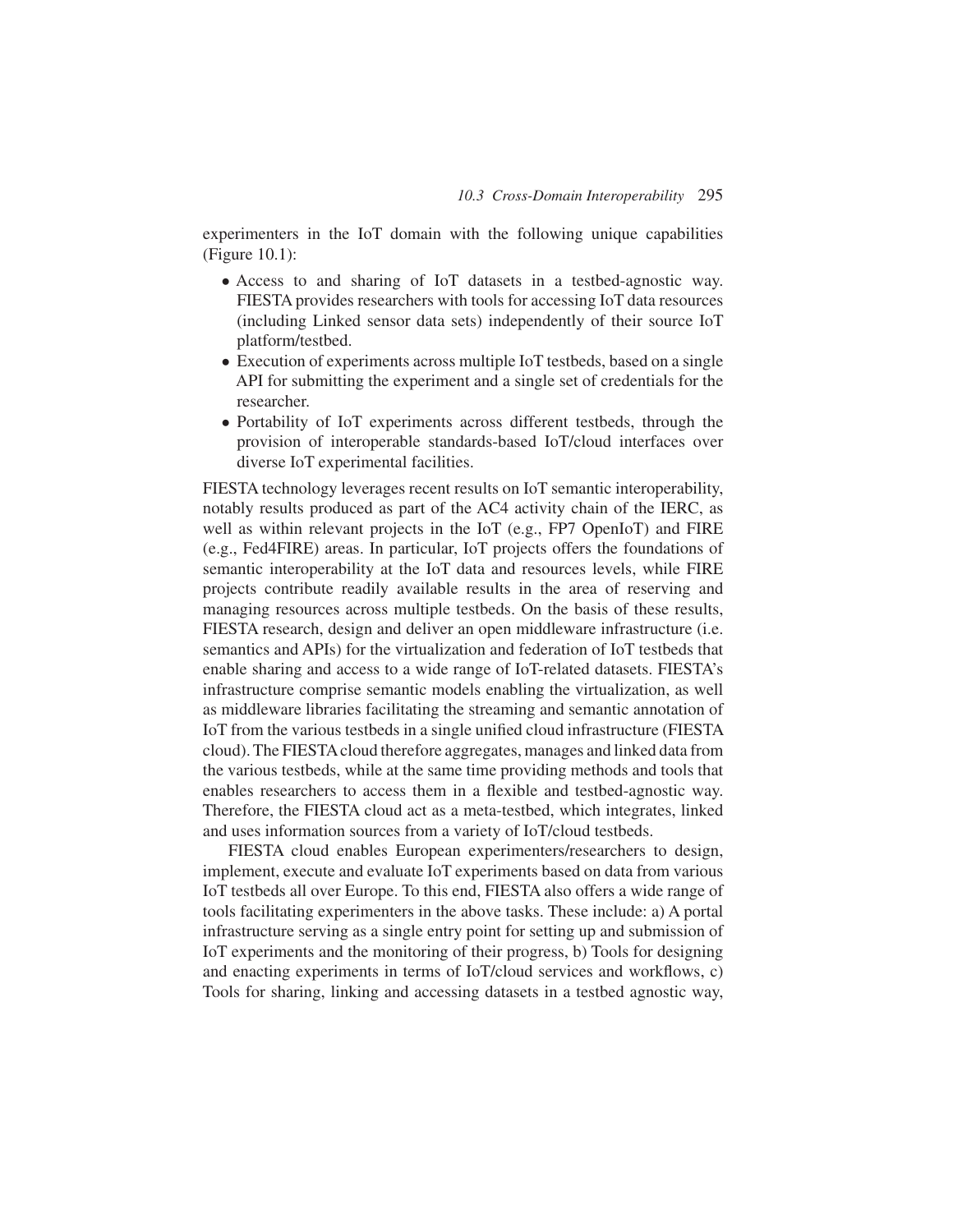experimenters in the IoT domain with the following unique capabilities (Figure 10.1):

- Access to and sharing of IoT datasets in a testbed-agnostic way. FIESTA provides researchers with tools for accessing IoT data resources (including Linked sensor data sets) independently of their source IoT platform/testbed.
- Execution of experiments across multiple IoT testbeds, based on a single API for submitting the experiment and a single set of credentials for the researcher.
- Portability of IoT experiments across different testbeds, through the provision of interoperable standards-based IoT/cloud interfaces over diverse IoT experimental facilities.

FIESTA technology leverages recent results on IoT semantic interoperability, notably results produced as part of the AC4 activity chain of the IERC, as well as within relevant projects in the IoT (e.g., FP7 OpenIoT) and FIRE (e.g., Fed4FIRE) areas. In particular, IoT projects offers the foundations of semantic interoperability at the IoT data and resources levels, while FIRE projects contribute readily available results in the area of reserving and managing resources across multiple testbeds. On the basis of these results, FIESTA research, design and deliver an open middleware infrastructure (i.e. semantics and APIs) for the virtualization and federation of IoT testbeds that enable sharing and access to a wide range of IoT-related datasets. FIESTA's infrastructure comprise semantic models enabling the virtualization, as well as middleware libraries facilitating the streaming and semantic annotation of IoT from the various testbeds in a single unified cloud infrastructure (FIESTA cloud). The FIESTA cloud therefore aggregates, manages and linked data from the various testbeds, while at the same time providing methods and tools that enables researchers to access them in a flexible and testbed-agnostic way. Therefore, the FIESTA cloud act as a meta-testbed, which integrates, linked and uses information sources from a variety of IoT/cloud testbeds.

FIESTA cloud enables European experimenters/researchers to design, implement, execute and evaluate IoT experiments based on data from various IoT testbeds all over Europe. To this end, FIESTA also offers a wide range of tools facilitating experimenters in the above tasks. These include: a) A portal infrastructure serving as a single entry point for setting up and submission of IoT experiments and the monitoring of their progress, b) Tools for designing and enacting experiments in terms of IoT/cloud services and workflows, c) Tools for sharing, linking and accessing datasets in a testbed agnostic way,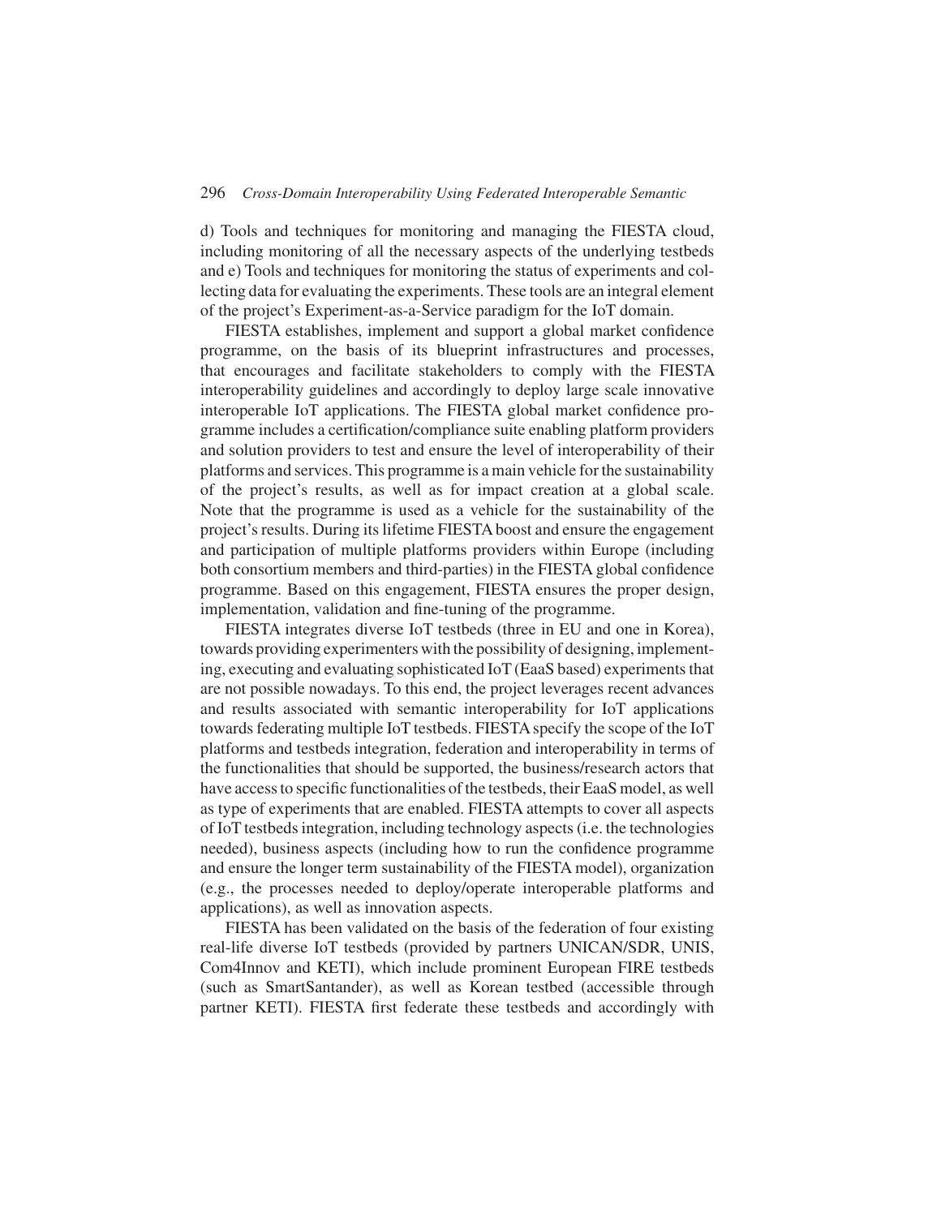d) Tools and techniques for monitoring and managing the FIESTA cloud, including monitoring of all the necessary aspects of the underlying testbeds and e) Tools and techniques for monitoring the status of experiments and collecting data for evaluating the experiments. These tools are an integral element of the project's Experiment-as-a-Service paradigm for the IoT domain.

FIESTA establishes, implement and support a global market confidence programme, on the basis of its blueprint infrastructures and processes, that encourages and facilitate stakeholders to comply with the FIESTA interoperability guidelines and accordingly to deploy large scale innovative interoperable IoT applications. The FIESTA global market confidence programme includes a certification/compliance suite enabling platform providers and solution providers to test and ensure the level of interoperability of their platforms and services. This programme is a main vehicle for the sustainability of the project's results, as well as for impact creation at a global scale. Note that the programme is used as a vehicle for the sustainability of the project's results. During its lifetime FIESTA boost and ensure the engagement and participation of multiple platforms providers within Europe (including both consortium members and third-parties) in the FIESTA global confidence programme. Based on this engagement, FIESTA ensures the proper design, implementation, validation and fine-tuning of the programme.

FIESTA integrates diverse IoT testbeds (three in EU and one in Korea), towards providing experimenters with the possibility of designing, implementing, executing and evaluating sophisticated IoT (EaaS based) experiments that are not possible nowadays. To this end, the project leverages recent advances and results associated with semantic interoperability for IoT applications towards federating multiple IoT testbeds. FIESTA specify the scope of the IoT platforms and testbeds integration, federation and interoperability in terms of the functionalities that should be supported, the business/research actors that have access to specific functionalities of the testbeds, their EaaS model, as well as type of experiments that are enabled. FIESTA attempts to cover all aspects of IoT testbeds integration, including technology aspects (i.e. the technologies needed), business aspects (including how to run the confidence programme and ensure the longer term sustainability of the FIESTA model), organization (e.g., the processes needed to deploy/operate interoperable platforms and applications), as well as innovation aspects.

FIESTA has been validated on the basis of the federation of four existing real-life diverse IoT testbeds (provided by partners UNICAN/SDR, UNIS, Com4Innov and KETI), which include prominent European FIRE testbeds (such as SmartSantander), as well as Korean testbed (accessible through partner KETI). FIESTA first federate these testbeds and accordingly with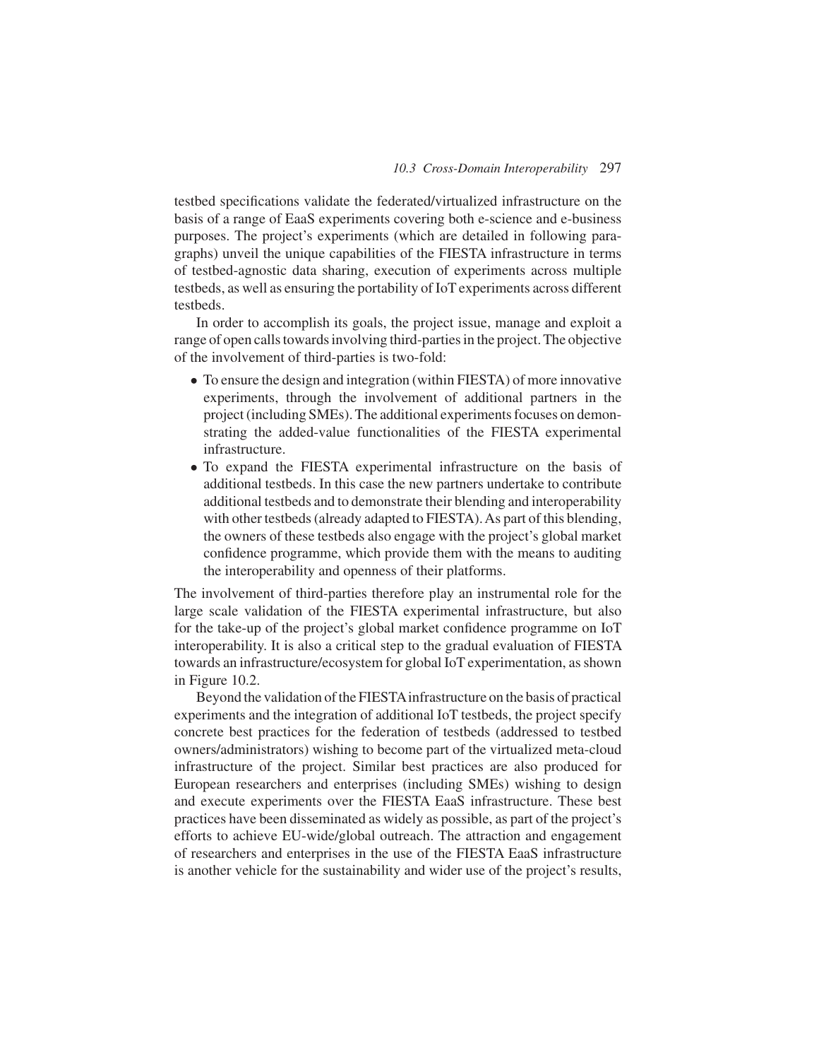testbed specifications validate the federated/virtualized infrastructure on the basis of a range of EaaS experiments covering both e-science and e-business purposes. The project's experiments (which are detailed in following paragraphs) unveil the unique capabilities of the FIESTA infrastructure in terms of testbed-agnostic data sharing, execution of experiments across multiple testbeds, as well as ensuring the portability of IoT experiments across different testbeds.

In order to accomplish its goals, the project issue, manage and exploit a range of open calls towards involving third-parties in the project. The objective of the involvement of third-parties is two-fold:

- To ensure the design and integration (within FIESTA) of more innovative experiments, through the involvement of additional partners in the project (including SMEs). The additional experiments focuses on demonstrating the added-value functionalities of the FIESTA experimental infrastructure.
- To expand the FIESTA experimental infrastructure on the basis of additional testbeds. In this case the new partners undertake to contribute additional testbeds and to demonstrate their blending and interoperability with other testbeds (already adapted to FIESTA). As part of this blending, the owners of these testbeds also engage with the project's global market confidence programme, which provide them with the means to auditing the interoperability and openness of their platforms.

The involvement of third-parties therefore play an instrumental role for the large scale validation of the FIESTA experimental infrastructure, but also for the take-up of the project's global market confidence programme on IoT interoperability. It is also a critical step to the gradual evaluation of FIESTA towards an infrastructure/ecosystem for global IoT experimentation, as shown in Figure 10.2.

Beyond the validation of the FIESTA infrastructure on the basis of practical experiments and the integration of additional IoT testbeds, the project specify concrete best practices for the federation of testbeds (addressed to testbed owners/administrators) wishing to become part of the virtualized meta-cloud infrastructure of the project. Similar best practices are also produced for European researchers and enterprises (including SMEs) wishing to design and execute experiments over the FIESTA EaaS infrastructure. These best practices have been disseminated as widely as possible, as part of the project's efforts to achieve EU-wide/global outreach. The attraction and engagement of researchers and enterprises in the use of the FIESTA EaaS infrastructure is another vehicle for the sustainability and wider use of the project's results,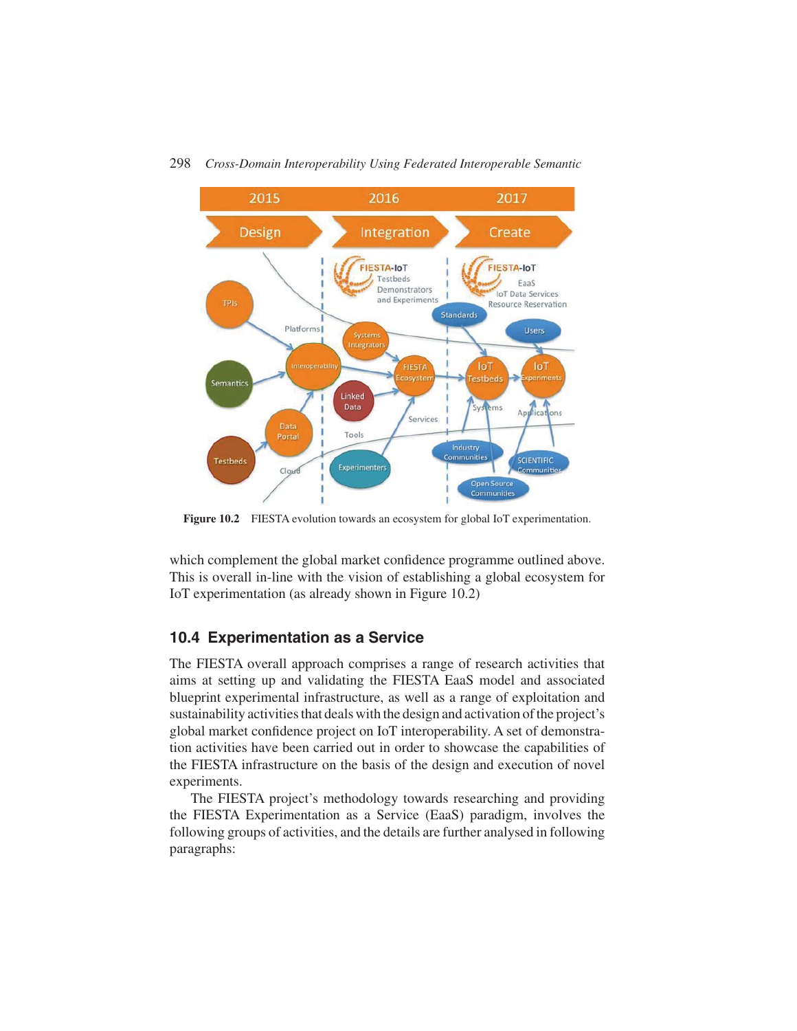Figure 10.2 FIESTA evolution towards an ecosystem for global IoT experimentation.

which complement the global market confidence programme outlined above. This is overall in-line with the vision of establishing a global ecosystem for IoT experimentation (as already shown in Figure 10.2)

## 10.4 Experimentation as a Service

The FIESTA overall approach comprises a range of research activities that aims at setting up and validating the FIESTA EaaS model and associated blueprint experimental infrastructure, as well as a range of exploitation and sustainability activities that deals with the design and activation of the project's global market confidence project on IoT interoperability. A set of demonstration activities have been carried out in order to showcase the capabilities of the FIESTA infrastructure on the basis of the design and execution of novel experiments.

The FIESTA project's methodology towards researching and providing the FIESTA Experimentation as a Service (EaaS) paradigm, involves the following groups of activities, and the details are further analysed in following paragraphs: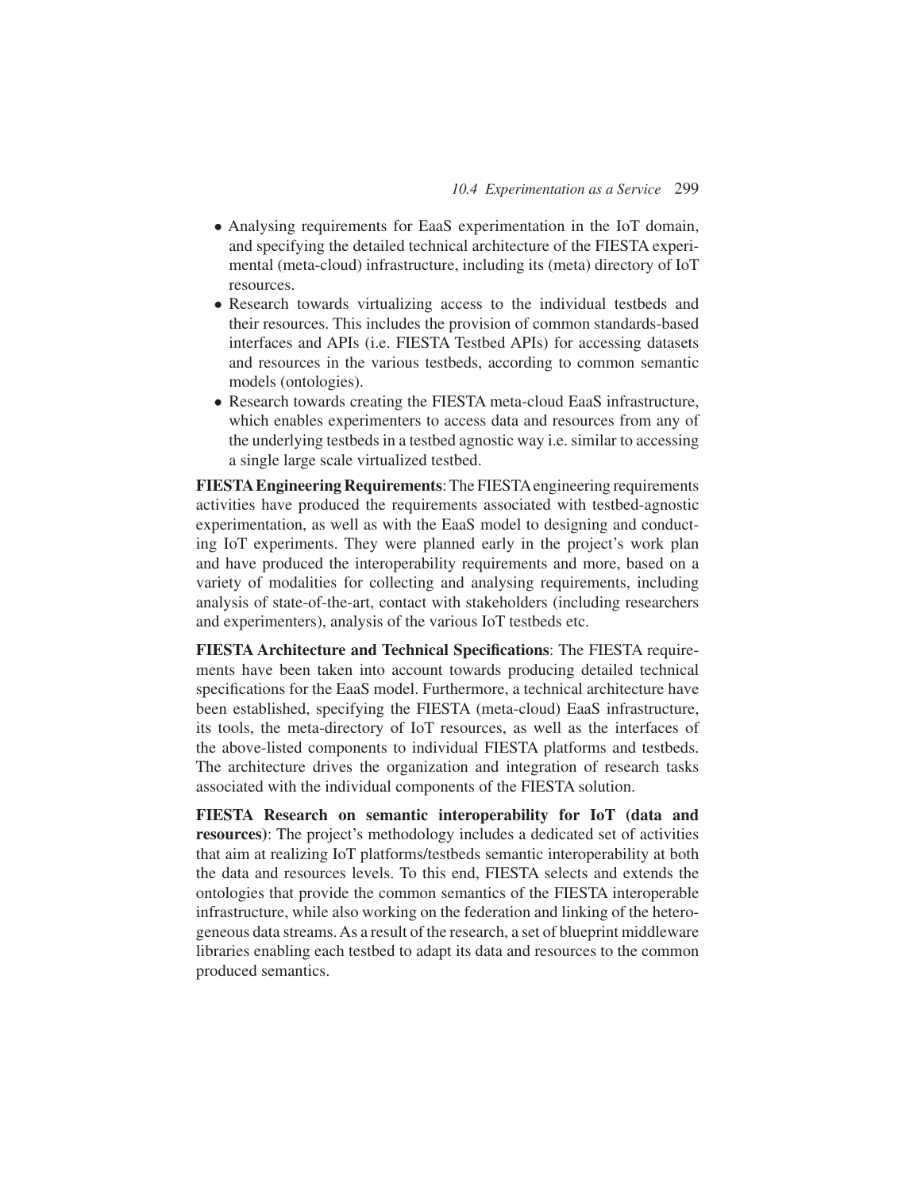- Analysing requirements for EaaS experimentation in the IoT domain, and specifying the detailed technical architecture of the FIESTA experimental (meta-cloud) infrastructure, including its (meta) directory of IoT resources.
- Research towards virtualizing access to the individual testbeds and their resources. This includes the provision of common standards-based interfaces and APIs (i.e. FIESTA Testbed APIs) for accessing datasets and resources in the various testbeds, according to common semantic models (ontologies).
- Research towards creating the FIESTA meta-cloud EaaS infrastructure, which enables experimenters to access data and resources from any of the underlying testbeds in a testbed agnostic way i.e. similar to accessing a single large scale virtualized testbed.

**FIESTA Engineering Requirements**: The FIESTA engineering requirements activities have produced the requirements associated with testbed-agnostic experimentation, as well as with the EaaS model to designing and conducting IoT experiments. They were planned early in the project's work plan and have produced the interoperability requirements and more, based on a variety of modalities for collecting and analysing requirements, including analysis of state-of-the-art, contact with stakeholders (including researchers and experimenters), analysis of the various IoT testbeds etc.

**FIESTA Architecture and Technical Specifications**: The FIESTA requirements have been taken into account towards producing detailed technical specifications for the EaaS model. Furthermore, a technical architecture have been established, specifying the FIESTA (meta-cloud) EaaS infrastructure, its tools, the meta-directory of IoT resources, as well as the interfaces of the above-listed components to individual FIESTA platforms and testbeds. The architecture drives the organization and integration of research tasks associated with the individual components of the FIESTA solution.

**FIESTA Research on semantic interoperability for IoT (data and resources)**: The project's methodology includes a dedicated set of activities that aim at realizing IoT platforms/testbeds semantic interoperability at both the data and resources levels. To this end, FIESTA selects and extends the ontologies that provide the common semantics of the FIESTA interoperable infrastructure, while also working on the federation and linking of the heterogeneous data streams. As a result of the research, a set of blueprint middleware libraries enabling each testbed to adapt its data and resources to the common produced semantics.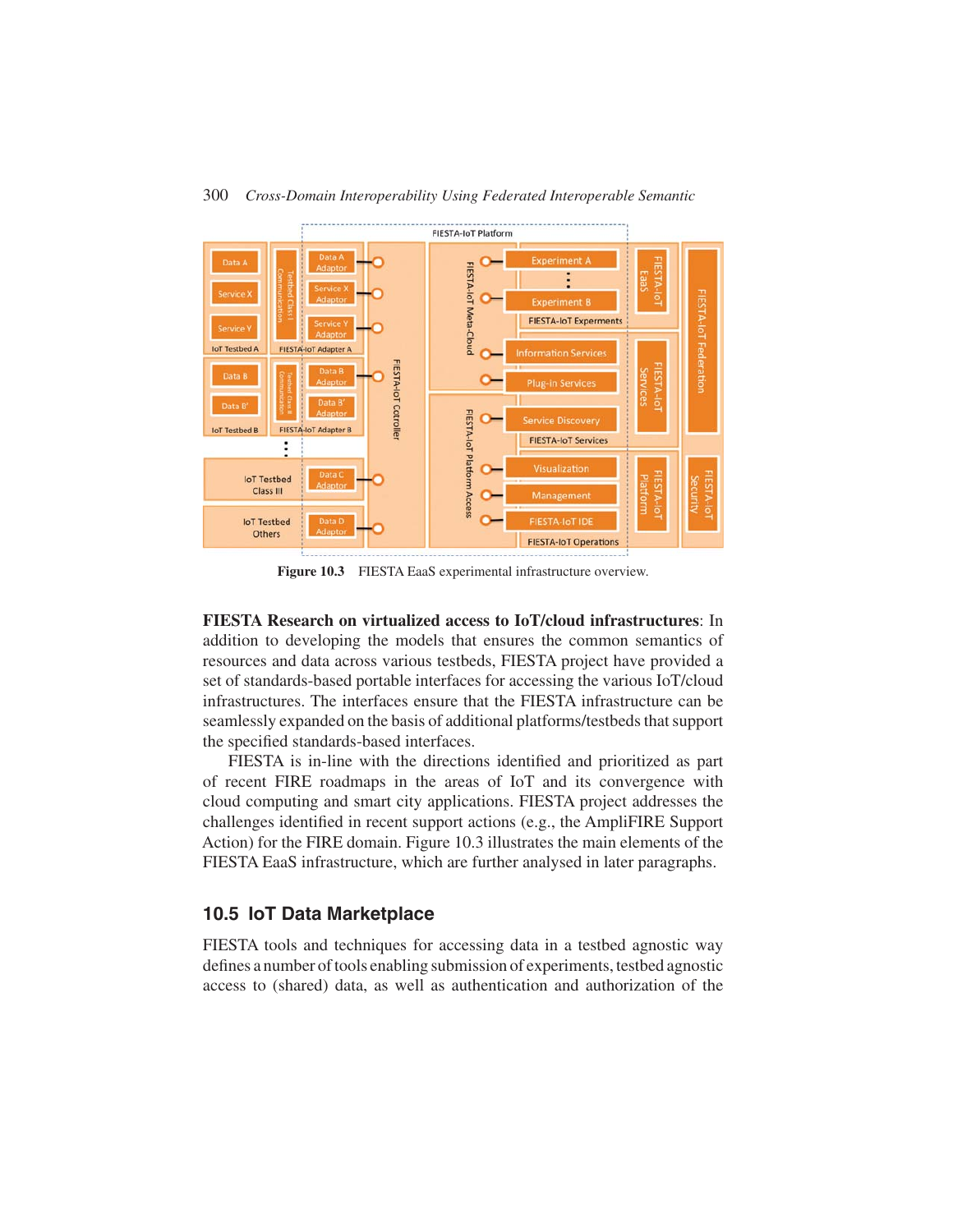Figure 10.3 FIESTA EaaS experimental infrastructure overview.

**FIESTA Research on virtualized access to IoT/cloud infrastructures**: In addition to developing the models that ensures the common semantics of resources and data across various testbeds, FIESTA project have provided a set of standards-based portable interfaces for accessing the various IoT/cloud infrastructures. The interfaces ensure that the FIESTA infrastructure can be seamlessly expanded on the basis of additional platforms/testbeds that support the specified standards-based interfaces.

FIESTA is in-line with the directions identified and prioritized as part of recent FIRE roadmaps in the areas of IoT and its convergence with cloud computing and smart city applications. FIESTA project addresses the challenges identified in recent support actions (e.g., the AmpliFIRE Support Action) for the FIRE domain. Figure 10.3 illustrates the main elements of the FIESTA EaaS infrastructure, which are further analysed in later paragraphs.

## 10.5 IoT Data Marketplace

FIESTA tools and techniques for accessing data in a testbed agnostic way defines a number of tools enabling submission of experiments, testbed agnostic access to (shared) data, as well as authentication and authorization of the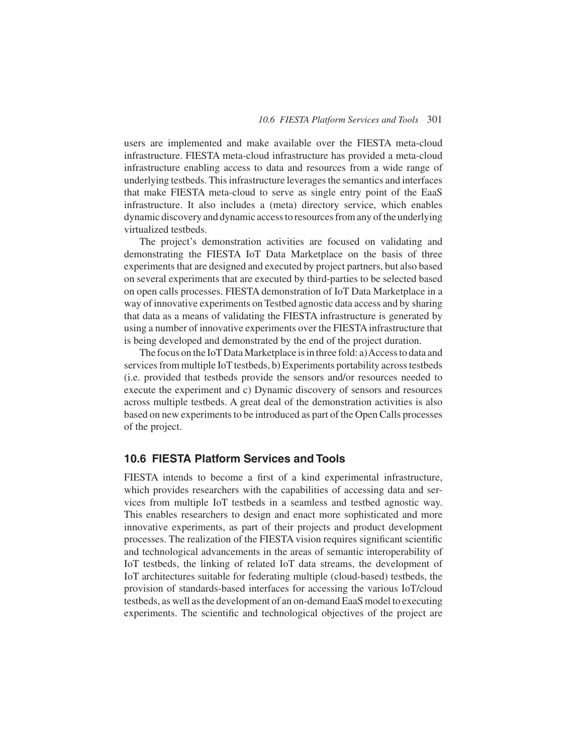users are implemented and make available over the FIESTA meta-cloud infrastructure. FIESTA meta-cloud infrastructure has provided a meta-cloud infrastructure enabling access to data and resources from a wide range of underlying testbeds. This infrastructure leverages the semantics and interfaces that make FIESTA meta-cloud to serve as single entry point of the EaaS infrastructure. It also includes a (meta) directory service, which enables dynamic discovery and dynamic access to resources from any of the underlying virtualized testbeds.

The project's demonstration activities are focused on validating and demonstrating the FIESTA IoT Data Marketplace on the basis of three experiments that are designed and executed by project partners, but also based on several experiments that are executed by third-parties to be selected based on open calls processes. FIESTA demonstration of IoT Data Marketplace in a way of innovative experiments on Testbed agnostic data access and by sharing that data as a means of validating the FIESTA infrastructure is generated by using a number of innovative experiments over the FIESTA infrastructure that is being developed and demonstrated by the end of the project duration.

The focus on the IoT Data Marketplace is in three fold: a) Access to data and services from multiple IoT testbeds, b) Experiments portability across testbeds (i.e. provided that testbeds provide the sensors and/or resources needed to execute the experiment and c) Dynamic discovery of sensors and resources across multiple testbeds. A great deal of the demonstration activities is also based on new experiments to be introduced as part of the Open Calls processes of the project.

## 10.6 FIESTA Platform Services and Tools

FIESTA intends to become a first of a kind experimental infrastructure, which provides researchers with the capabilities of accessing data and services from multiple IoT testbeds in a seamless and testbed agnostic way. This enables researchers to design and enact more sophisticated and more innovative experiments, as part of their projects and product development processes. The realization of the FIESTA vision requires significant scientific and technological advancements in the areas of semantic interoperability of IoT testbeds, the linking of related IoT data streams, the development of IoT architectures suitable for federating multiple (cloud-based) testbeds, the provision of standards-based interfaces for accessing the various IoT/cloud testbeds, as well as the development of an on-demand EaaS model to executing experiments. The scientific and technological objectives of the project are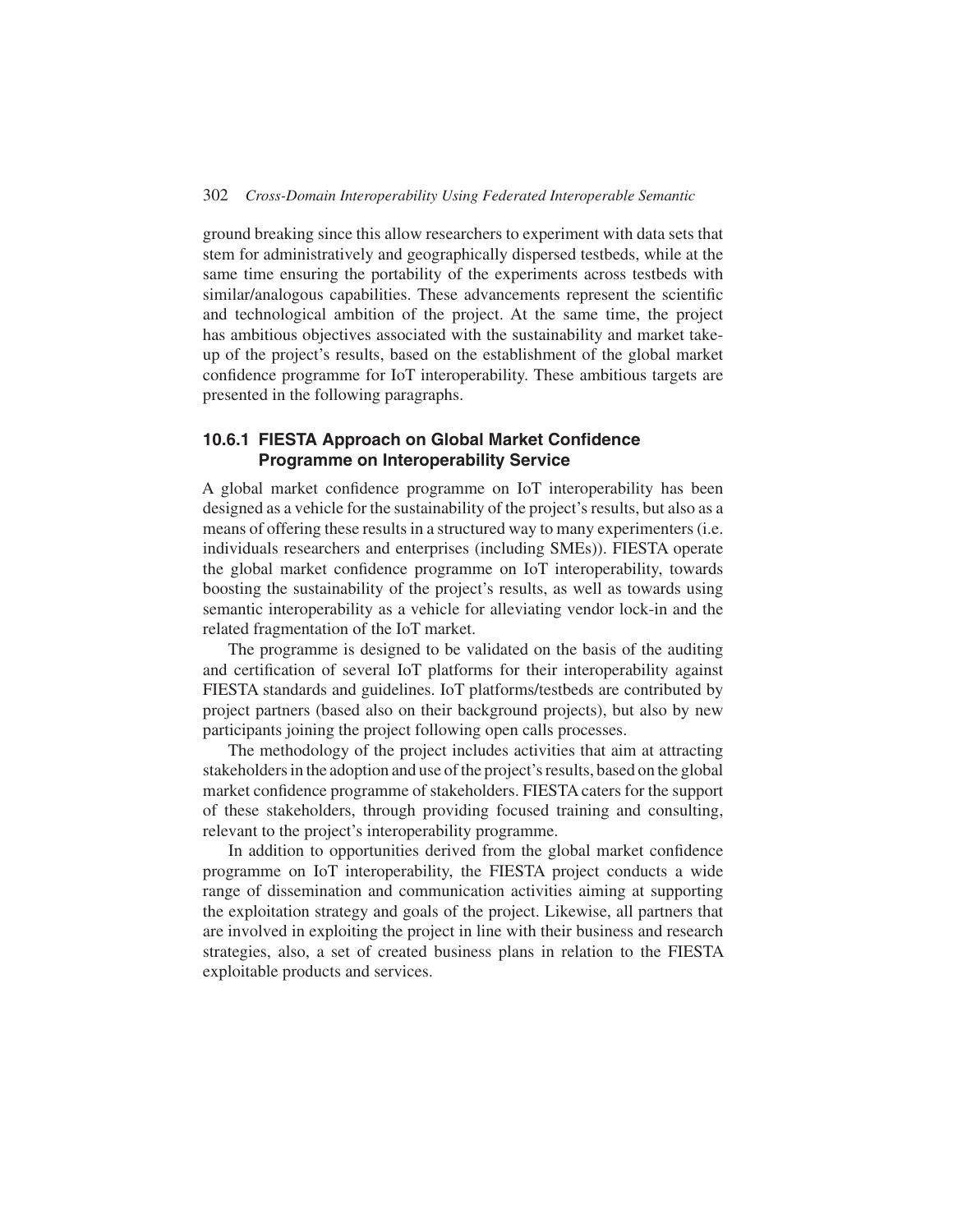ground breaking since this allow researchers to experiment with data sets that stem for administratively and geographically dispersed testbeds, while at the same time ensuring the portability of the experiments across testbeds with similar/analogous capabilities. These advancements represent the scientific and technological ambition of the project. At the same time, the project has ambitious objectives associated with the sustainability and market take-up of the project's results, based on the establishment of the global market confidence programme for IoT interoperability. These ambitious targets are presented in the following paragraphs.

### 10.6.1 FIESTA Approach on Global Market Confidence Programme on Interoperability Service

A global market confidence programme on IoT interoperability has been designed as a vehicle for the sustainability of the project's results, but also as a means of offering these results in a structured way to many experimenters (i.e. individuals researchers and enterprises (including SMEs)). FIESTA operate the global market confidence programme on IoT interoperability, towards boosting the sustainability of the project's results, as well as towards using semantic interoperability as a vehicle for alleviating vendor lock-in and the related fragmentation of the IoT market.

The programme is designed to be validated on the basis of the auditing and certification of several IoT platforms for their interoperability against FIESTA standards and guidelines. IoT platforms/testbeds are contributed by project partners (based also on their background projects), but also by new participants joining the project following open calls processes.

The methodology of the project includes activities that aim at attracting stakeholders in the adoption and use of the project's results, based on the global market confidence programme of stakeholders. FIESTA caters for the support of these stakeholders, through providing focused training and consulting, relevant to the project's interoperability programme.

In addition to opportunities derived from the global market confidence programme on IoT interoperability, the FIESTA project conducts a wide range of dissemination and communication activities aiming at supporting the exploitation strategy and goals of the project. Likewise, all partners that are involved in exploiting the project in line with their business and research strategies, also, a set of created business plans in relation to the FIESTA exploitable products and services.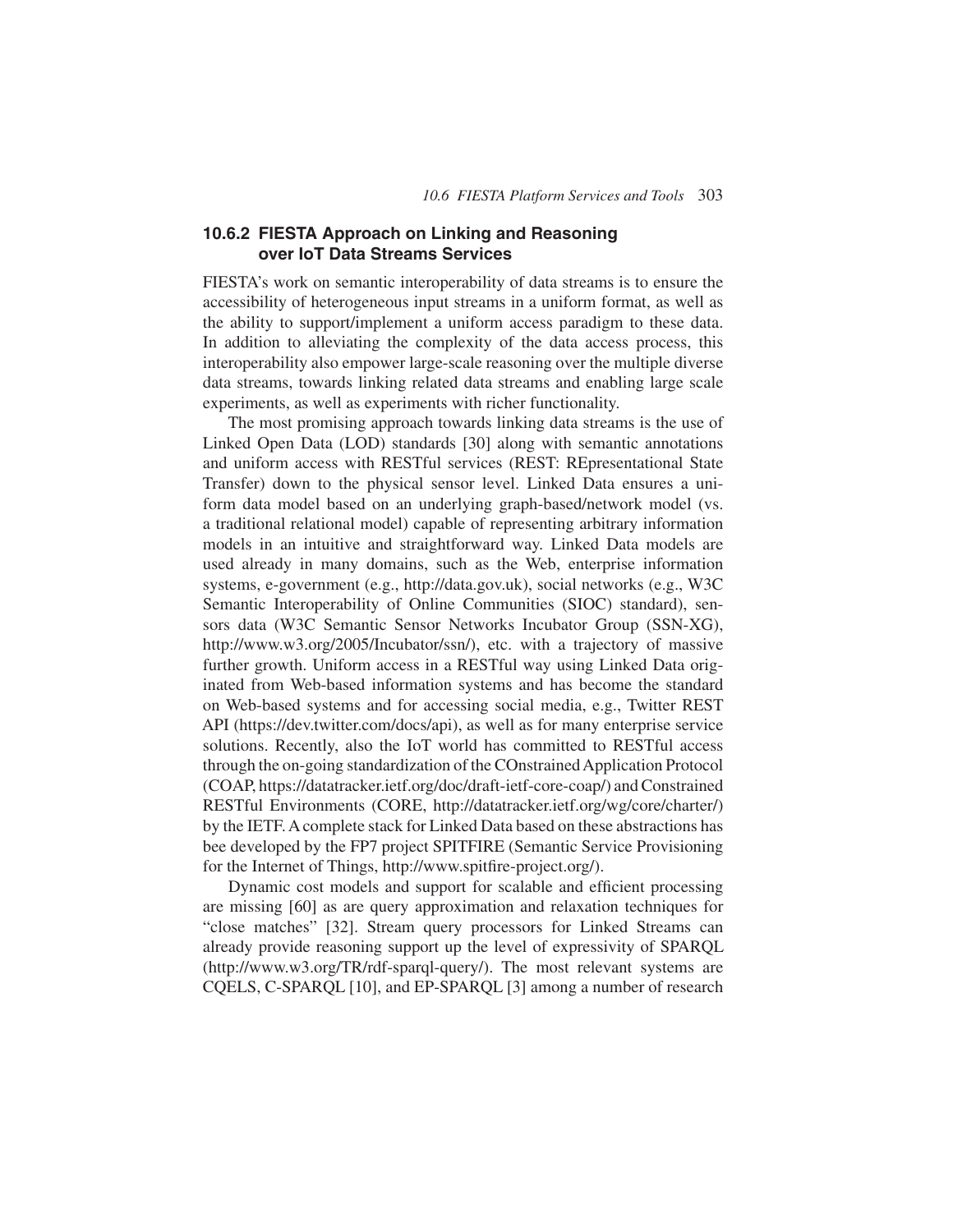### 10.6.2 FIESTA Approach on Linking and Reasoning over IoT Data Streams Services

FIESTA's work on semantic interoperability of data streams is to ensure the accessibility of heterogeneous input streams in a uniform format, as well as the ability to support/implement a uniform access paradigm to these data. In addition to alleviating the complexity of the data access process, this interoperability also empower large-scale reasoning over the multiple diverse data streams, towards linking related data streams and enabling large scale experiments, as well as experiments with richer functionality.

The most promising approach towards linking data streams is the use of Linked Open Data (LOD) standards [30] along with semantic annotations and uniform access with RESTful services (REST: REpresentational State Transfer) down to the physical sensor level. Linked Data ensures a uniform data model based on an underlying graph-based/network model (vs. a traditional relational model) capable of representing arbitrary information models in an intuitive and straightforward way. Linked Data models are used already in many domains, such as the Web, enterprise information systems, e-government (e.g., http://data.gov.uk), social networks (e.g., W3C Semantic Interoperability of Online Communities (SIOC) standard), sensors data (W3C Semantic Sensor Networks Incubator Group (SSN-XG), http://www.w3.org/2005/Incubator/ssn/), etc. with a trajectory of massive further growth. Uniform access in a RESTful way using Linked Data originated from Web-based information systems and has become the standard on Web-based systems and for accessing social media, e.g., Twitter REST API (https://dev.twitter.com/docs/api), as well as for many enterprise service solutions. Recently, also the IoT world has committed to RESTful access through the on-going standardization of the COnstrained Application Protocol (COAP, https://datatracker.ietf.org/doc/draft-ietf-core-coap/) and Constrained RESTful Environments (CORE, http://datatracker.ietf.org/wg/core/charter/) by the IETF. A complete stack for Linked Data based on these abstractions has bee developed by the FP7 project SPITFIRE (Semantic Service Provisioning for the Internet of Things, http://www.spitfire-project.org/).

Dynamic cost models and support for scalable and efficient processing are missing [60] as are query approximation and relaxation techniques for "close matches" [32]. Stream query processors for Linked Streams can already provide reasoning support up the level of expressivity of SPARQL (http://www.w3.org/TR/rdf-sparql-query/). The most relevant systems are CQELS, C-SPARQL [10], and EP-SPARQL [3] among a number of research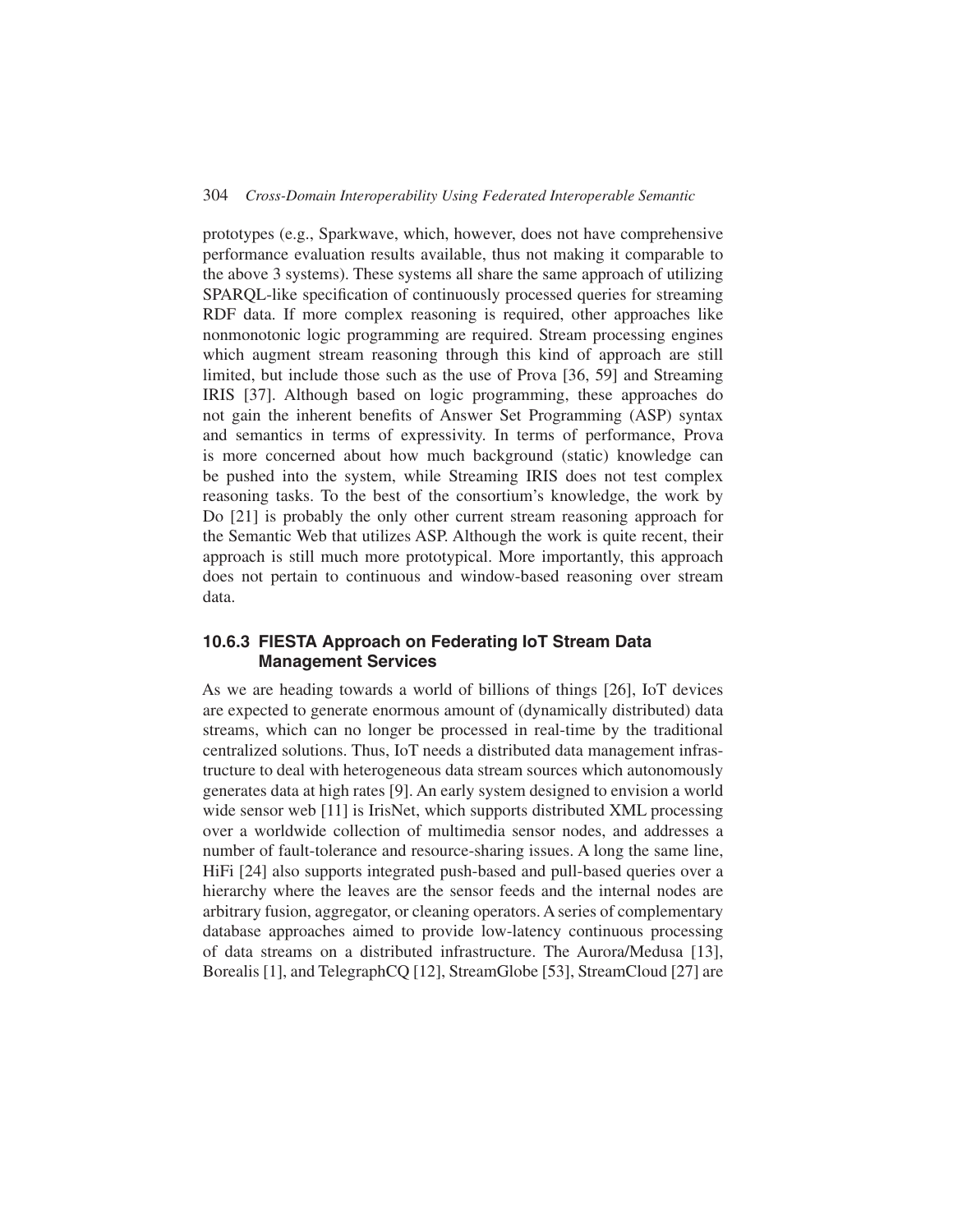prototypes (e.g., Sparkwave, which, however, does not have comprehensive performance evaluation results available, thus not making it comparable to the above 3 systems). These systems all share the same approach of utilizing SPARQL-like specification of continuously processed queries for streaming RDF data. If more complex reasoning is required, other approaches like nonmonotonic logic programming are required. Stream processing engines which augment stream reasoning through this kind of approach are still limited, but include those such as the use of Prova [36, 59] and Streaming IRIS [37]. Although based on logic programming, these approaches do not gain the inherent benefits of Answer Set Programming (ASP) syntax and semantics in terms of expressivity. In terms of performance, Prova is more concerned about how much background (static) knowledge can be pushed into the system, while Streaming IRIS does not test complex reasoning tasks. To the best of the consortium's knowledge, the work by Do [21] is probably the only other current stream reasoning approach for the Semantic Web that utilizes ASP. Although the work is quite recent, their approach is still much more prototypical. More importantly, this approach does not pertain to continuous and window-based reasoning over stream data.

### 10.6.3 FIESTA Approach on Federating IoT Stream Data Management Services

As we are heading towards a world of billions of things [26], IoT devices are expected to generate enormous amount of (dynamically distributed) data streams, which can no longer be processed in real-time by the traditional centralized solutions. Thus, IoT needs a distributed data management infrastructure to deal with heterogeneous data stream sources which autonomously generates data at high rates [9]. An early system designed to envision a world wide sensor web [11] is IrisNet, which supports distributed XML processing over a worldwide collection of multimedia sensor nodes, and addresses a number of fault-tolerance and resource-sharing issues. A long the same line, HiFi [24] also supports integrated push-based and pull-based queries over a hierarchy where the leaves are the sensor feeds and the internal nodes are arbitrary fusion, aggregator, or cleaning operators. A series of complementary database approaches aimed to provide low-latency continuous processing of data streams on a distributed infrastructure. The Aurora/Medusa [13], Borealis [1], and TelegraphCQ [12], StreamGlobe [53], StreamCloud [27] are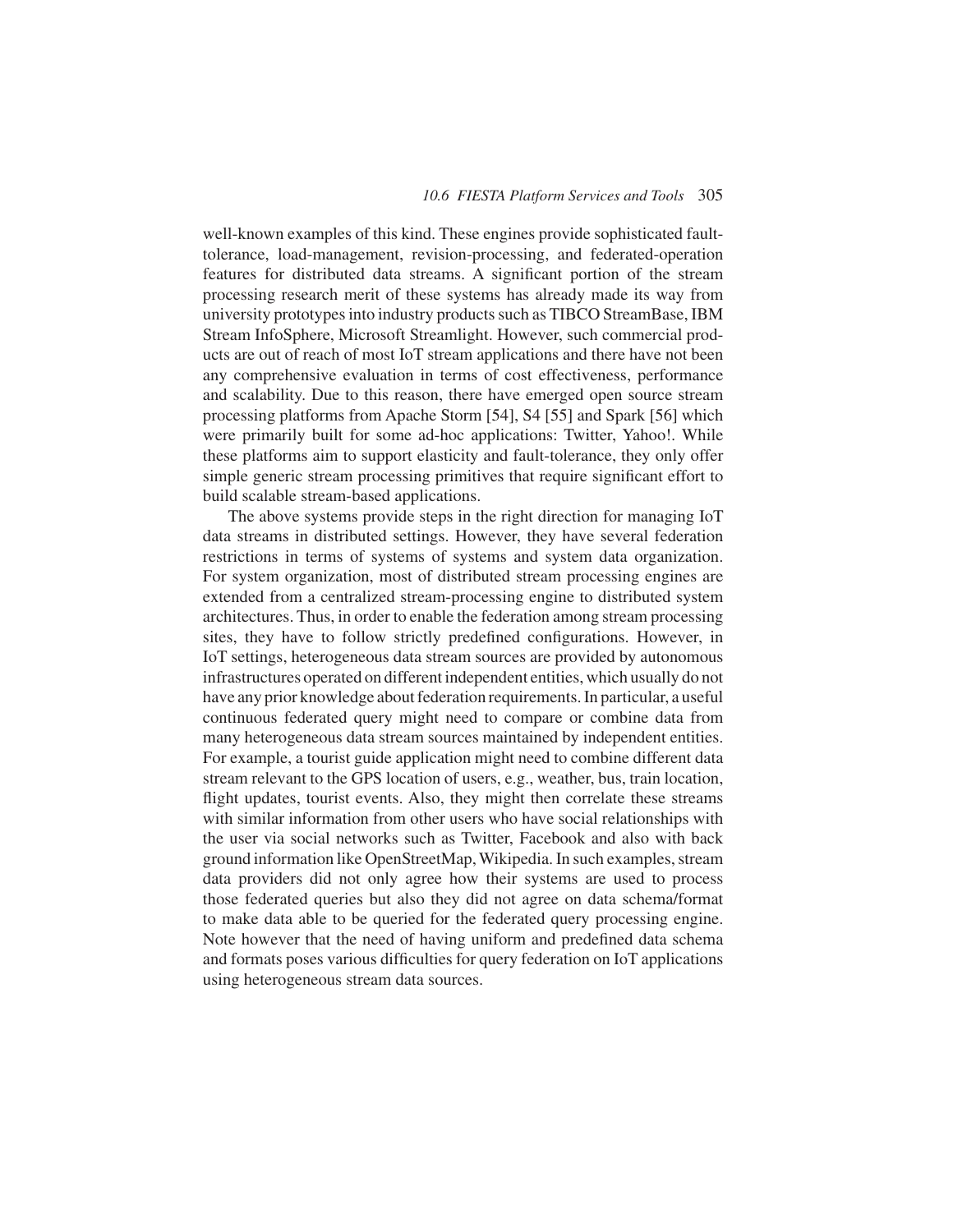well-known examples of this kind. These engines provide sophisticated fault-tolerance, load-management, revision-processing, and federated-operation features for distributed data streams. A significant portion of the stream processing research merit of these systems has already made its way from university prototypes into industry products such as TIBCO StreamBase, IBM Stream InfoSphere, Microsoft Streamlight. However, such commercial products are out of reach of most IoT stream applications and there have not been any comprehensive evaluation in terms of cost effectiveness, performance and scalability. Due to this reason, there have emerged open source stream processing platforms from Apache Storm [54], S4 [55] and Spark [56] which were primarily built for some ad-hoc applications: Twitter, Yahoo!. While these platforms aim to support elasticity and fault-tolerance, they only offer simple generic stream processing primitives that require significant effort to build scalable stream-based applications.

The above systems provide steps in the right direction for managing IoT data streams in distributed settings. However, they have several federation restrictions in terms of systems of systems and system data organization. For system organization, most of distributed stream processing engines are extended from a centralized stream-processing engine to distributed system architectures. Thus, in order to enable the federation among stream processing sites, they have to follow strictly predefined configurations. However, in IoT settings, heterogeneous data stream sources are provided by autonomous infrastructures operated on different independent entities, which usually do not have any prior knowledge about federation requirements. In particular, a useful continuous federated query might need to compare or combine data from many heterogeneous data stream sources maintained by independent entities. For example, a tourist guide application might need to combine different data stream relevant to the GPS location of users, e.g., weather, bus, train location, flight updates, tourist events. Also, they might then correlate these streams with similar information from other users who have social relationships with the user via social networks such as Twitter, Facebook and also with back ground information like OpenStreetMap, Wikipedia. In such examples, stream data providers did not only agree how their systems are used to process those federated queries but also they did not agree on data schema/format to make data able to be queried for the federated query processing engine. Note however that the need of having uniform and predefined data schema and formats poses various difficulties for query federation on IoT applications using heterogeneous stream data sources.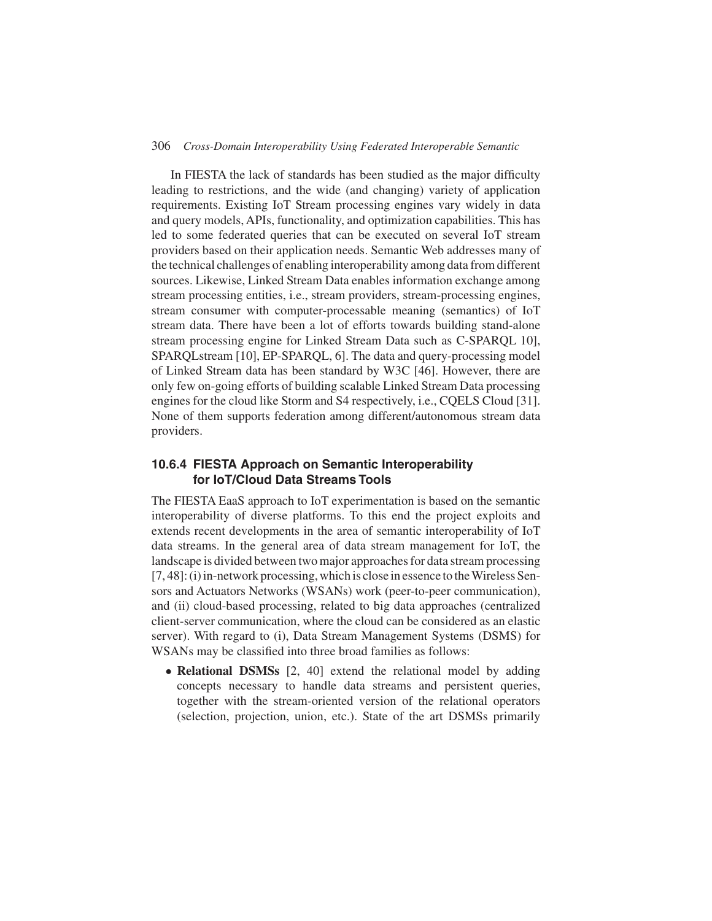In FIESTA the lack of standards has been studied as the major difficulty leading to restrictions, and the wide (and changing) variety of application requirements. Existing IoT Stream processing engines vary widely in data and query models, APIs, functionality, and optimization capabilities. This has led to some federated queries that can be executed on several IoT stream providers based on their application needs. Semantic Web addresses many of the technical challenges of enabling interoperability among data from different sources. Likewise, Linked Stream Data enables information exchange among stream processing entities, i.e., stream providers, stream-processing engines, stream consumer with computer-processable meaning (semantics) of IoT stream data. There have been a lot of efforts towards building stand-alone stream processing engine for Linked Stream Data such as C-SPARQL 10], SPARQLstream [10], EP-SPARQL, 6]. The data and query-processing model of Linked Stream data has been standard by W3C [46]. However, there are only few on-going efforts of building scalable Linked Stream Data processing engines for the cloud like Storm and S4 respectively, i.e., CQELS Cloud [31]. None of them supports federation among different/autonomous stream data providers.

### 10.6.4 FIESTA Approach on Semantic Interoperability for IoT/Cloud Data Streams Tools

The FIESTA EaaS approach to IoT experimentation is based on the semantic interoperability of diverse platforms. To this end the project exploits and extends recent developments in the area of semantic interoperability of IoT data streams. In the general area of data stream management for IoT, the landscape is divided between two major approaches for data stream processing [7, 48]: (i) in-network processing, which is close in essence to the Wireless Sensors and Actuators Networks (WSANs) work (peer-to-peer communication), and (ii) cloud-based processing, related to big data approaches (centralized client-server communication, where the cloud can be considered as an elastic server). With regard to (i), Data Stream Management Systems (DSMS) for WSANs may be classified into three broad families as follows:

- **Relational DSMSs** [2, 40] extend the relational model by adding concepts necessary to handle data streams and persistent queries, together with the stream-oriented version of the relational operators (selection, projection, union, etc.). State of the art DSMSs primarily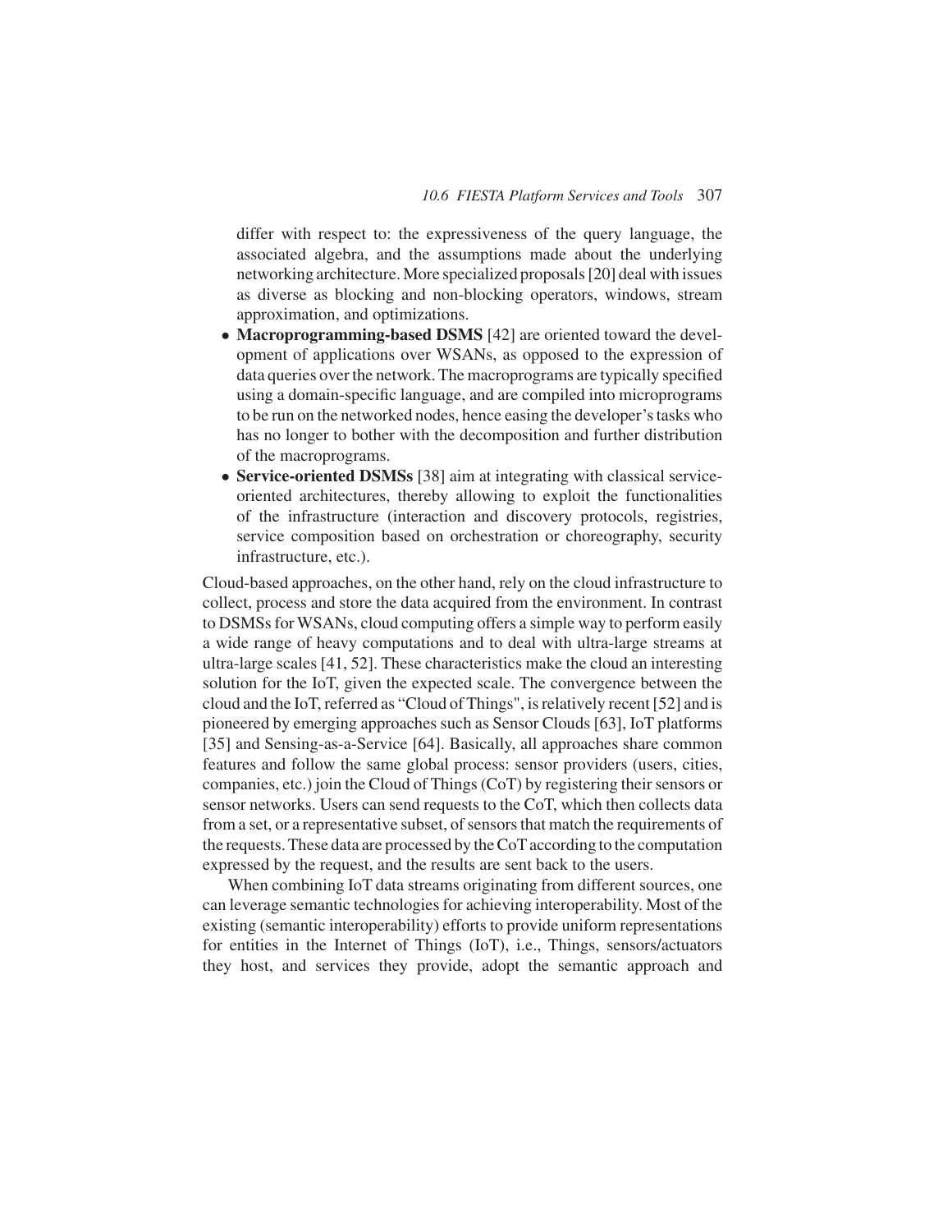differ with respect to: the expressiveness of the query language, the associated algebra, and the assumptions made about the underlying networking architecture. More specialized proposals [20] deal with issues as diverse as blocking and non-blocking operators, windows, stream approximation, and optimizations.

- **Macroprogramming-based DSMS** [42] are oriented toward the development of applications over WSANs, as opposed to the expression of data queries over the network. The macroprograms are typically specified using a domain-specific language, and are compiled into microprograms to be run on the networked nodes, hence easing the developer's tasks who has no longer to bother with the decomposition and further distribution of the macroprograms.
- **Service-oriented DSMSs** [38] aim at integrating with classical service-oriented architectures, thereby allowing to exploit the functionalities of the infrastructure (interaction and discovery protocols, registries, service composition based on orchestration or choreography, security infrastructure, etc.).

Cloud-based approaches, on the other hand, rely on the cloud infrastructure to collect, process and store the data acquired from the environment. In contrast to DSMSs for WSANs, cloud computing offers a simple way to perform easily a wide range of heavy computations and to deal with ultra-large streams at ultra-large scales [41, 52]. These characteristics make the cloud an interesting solution for the IoT, given the expected scale. The convergence between the cloud and the IoT, referred as "Cloud of Things", is relatively recent [52] and is pioneered by emerging approaches such as Sensor Clouds [63], IoT platforms [35] and Sensing-as-a-Service [64]. Basically, all approaches share common features and follow the same global process: sensor providers (users, cities, companies, etc.) join the Cloud of Things (CoT) by registering their sensors or sensor networks. Users can send requests to the CoT, which then collects data from a set, or a representative subset, of sensors that match the requirements of the requests. These data are processed by the CoT according to the computation expressed by the request, and the results are sent back to the users.

When combining IoT data streams originating from different sources, one can leverage semantic technologies for achieving interoperability. Most of the existing (semantic interoperability) efforts to provide uniform representations for entities in the Internet of Things (IoT), i.e., Things, sensors/actuators they host, and services they provide, adopt the semantic approach and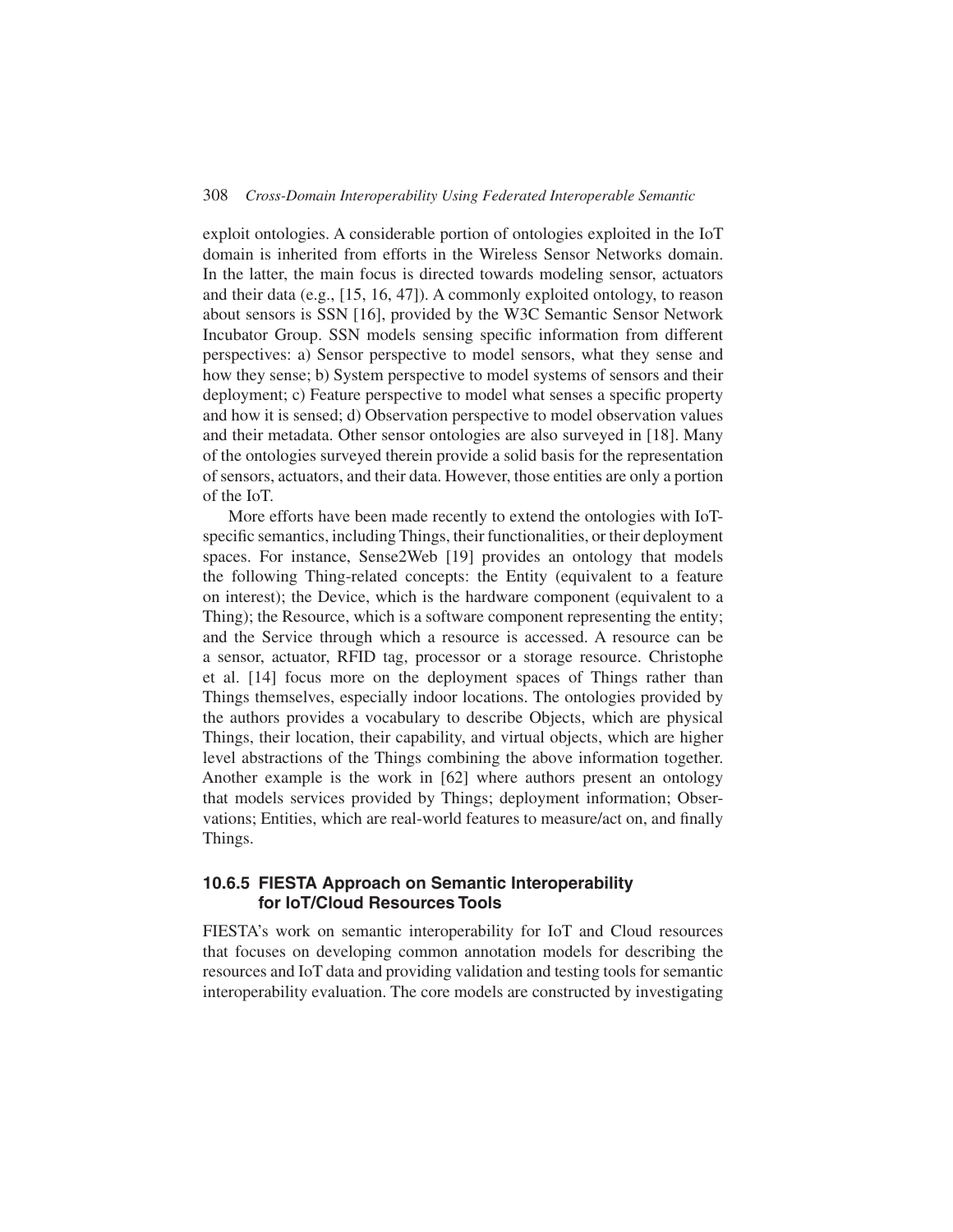exploit ontologies. A considerable portion of ontologies exploited in the IoT domain is inherited from efforts in the Wireless Sensor Networks domain. In the latter, the main focus is directed towards modeling sensor, actuators and their data (e.g., [15, 16, 47]). A commonly exploited ontology, to reason about sensors is SSN [16], provided by the W3C Semantic Sensor Network Incubator Group. SSN models sensing specific information from different perspectives: a) Sensor perspective to model sensors, what they sense and how they sense; b) System perspective to model systems of sensors and their deployment; c) Feature perspective to model what senses a specific property and how it is sensed; d) Observation perspective to model observation values and their metadata. Other sensor ontologies are also surveyed in [18]. Many of the ontologies surveyed therein provide a solid basis for the representation of sensors, actuators, and their data. However, those entities are only a portion of the IoT.

More efforts have been made recently to extend the ontologies with IoT-specific semantics, including Things, their functionalities, or their deployment spaces. For instance, Sense2Web [19] provides an ontology that models the following Thing-related concepts: the Entity (equivalent to a feature on interest); the Device, which is the hardware component (equivalent to a Thing); the Resource, which is a software component representing the entity; and the Service through which a resource is accessed. A resource can be a sensor, actuator, RFID tag, processor or a storage resource. Christophe et al. [14] focus more on the deployment spaces of Things rather than Things themselves, especially indoor locations. The ontologies provided by the authors provides a vocabulary to describe Objects, which are physical Things, their location, their capability, and virtual objects, which are higher level abstractions of the Things combining the above information together. Another example is the work in [62] where authors present an ontology that models services provided by Things; deployment information; Observations; Entities, which are real-world features to measure/act on, and finally Things.

### 10.6.5 FIESTA Approach on Semantic Interoperability for IoT/Cloud Resources Tools

FIESTA's work on semantic interoperability for IoT and Cloud resources that focuses on developing common annotation models for describing the resources and IoT data and providing validation and testing tools for semantic interoperability evaluation. The core models are constructed by investigating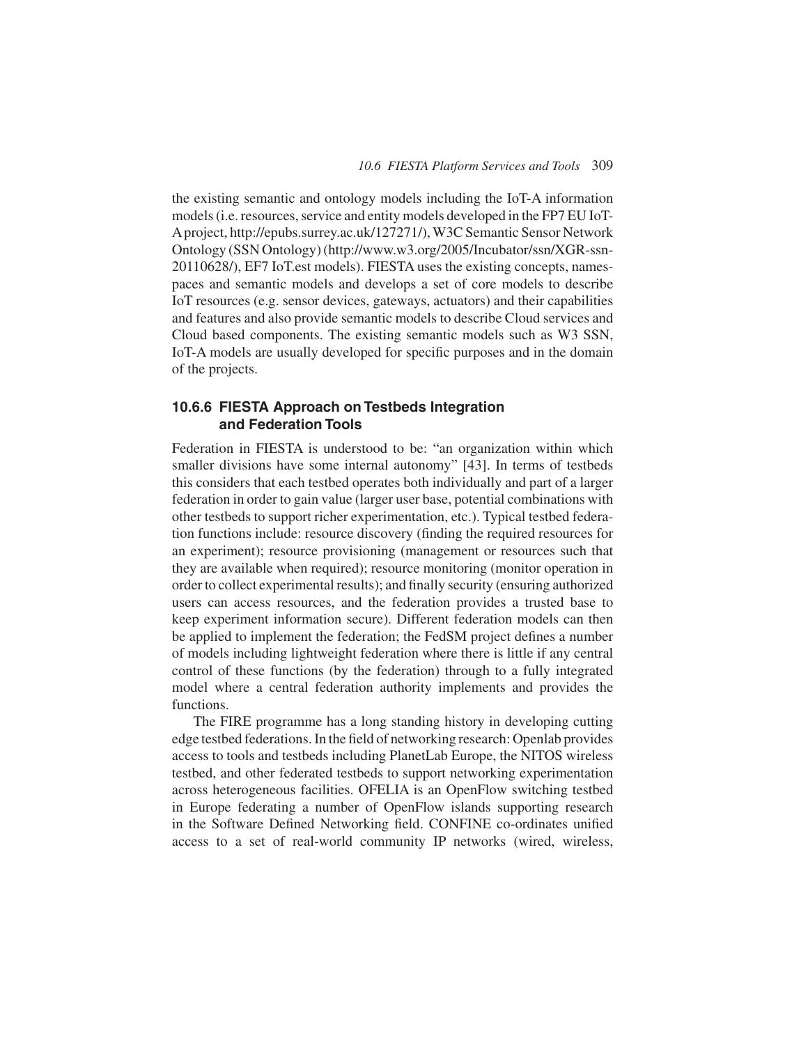the existing semantic and ontology models including the IoT-A information models (i.e. resources, service and entity models developed in the FP7 EU IoT-A project, http://epubs.surrey.ac.uk/127271/), W3C Semantic Sensor Network Ontology (SSN Ontology) (http://www.w3.org/2005/Incubator/ssn/XGR-ssn-20110628/), EF7 IoT.est models). FIESTA uses the existing concepts, namespaces and semantic models and develops a set of core models to describe IoT resources (e.g. sensor devices, gateways, actuators) and their capabilities and features and also provide semantic models to describe Cloud services and Cloud based components. The existing semantic models such as W3 SSN, IoT-A models are usually developed for specific purposes and in the domain of the projects.

### 10.6.6 FIESTA Approach on Testbeds Integration and Federation Tools

Federation in FIESTA is understood to be: "an organization within which smaller divisions have some internal autonomy" [43]. In terms of testbeds this considers that each testbed operates both individually and part of a larger federation in order to gain value (larger user base, potential combinations with other testbeds to support richer experimentation, etc.). Typical testbed federation functions include: resource discovery (finding the required resources for an experiment); resource provisioning (management or resources such that they are available when required); resource monitoring (monitor operation in order to collect experimental results); and finally security (ensuring authorized users can access resources, and the federation provides a trusted base to keep experiment information secure). Different federation models can then be applied to implement the federation; the FedSM project defines a number of models including lightweight federation where there is little if any central control of these functions (by the federation) through to a fully integrated model where a central federation authority implements and provides the functions.

The FIRE programme has a long standing history in developing cutting edge testbed federations. In the field of networking research: Openlab provides access to tools and testbeds including PlanetLab Europe, the NITOS wireless testbed, and other federated testbeds to support networking experimentation across heterogeneous facilities. OFELIA is an OpenFlow switching testbed in Europe federating a number of OpenFlow islands supporting research in the Software Defined Networking field. CONFINE co-ordinates unified access to a set of real-world community IP networks (wired, wireless,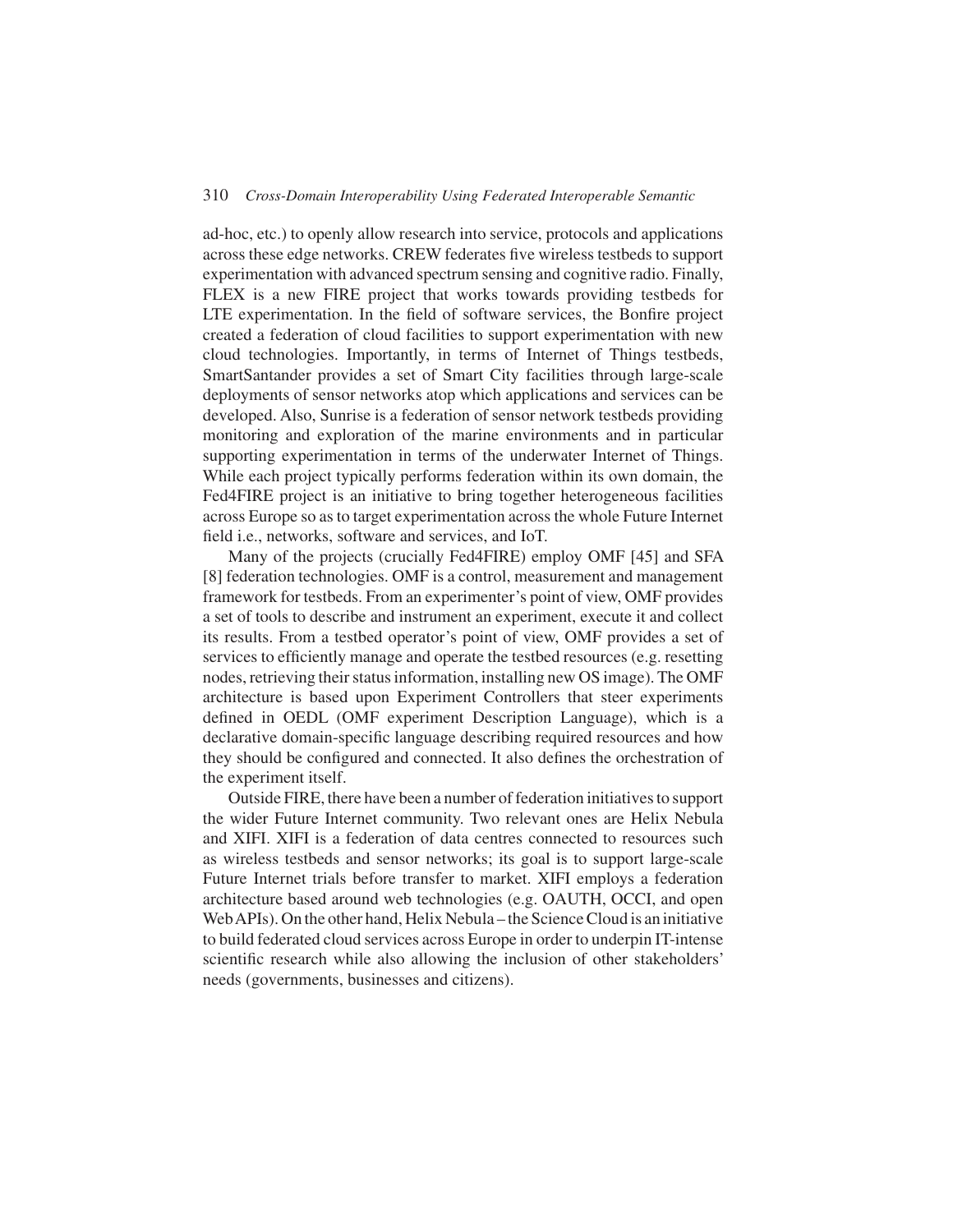ad-hoc, etc.) to openly allow research into service, protocols and applications across these edge networks. CREW federates five wireless testbeds to support experimentation with advanced spectrum sensing and cognitive radio. Finally, FLEX is a new FIRE project that works towards providing testbeds for LTE experimentation. In the field of software services, the Bonfire project created a federation of cloud facilities to support experimentation with new cloud technologies. Importantly, in terms of Internet of Things testbeds, SmartSantander provides a set of Smart City facilities through large-scale deployments of sensor networks atop which applications and services can be developed. Also, Sunrise is a federation of sensor network testbeds providing monitoring and exploration of the marine environments and in particular supporting experimentation in terms of the underwater Internet of Things. While each project typically performs federation within its own domain, the Fed4FIRE project is an initiative to bring together heterogeneous facilities across Europe so as to target experimentation across the whole Future Internet field i.e., networks, software and services, and IoT.

Many of the projects (crucially Fed4FIRE) employ OMF [45] and SFA [8] federation technologies. OMF is a control, measurement and management framework for testbeds. From an experimenter's point of view, OMF provides a set of tools to describe and instrument an experiment, execute it and collect its results. From a testbed operator's point of view, OMF provides a set of services to efficiently manage and operate the testbed resources (e.g. resetting nodes, retrieving their status information, installing new OS image). The OMF architecture is based upon Experiment Controllers that steer experiments defined in OEDL (OMF experiment Description Language), which is a declarative domain-specific language describing required resources and how they should be configured and connected. It also defines the orchestration of the experiment itself.

Outside FIRE, there have been a number of federation initiatives to support the wider Future Internet community. Two relevant ones are Helix Nebula and XIFI. XIFI is a federation of data centres connected to resources such as wireless testbeds and sensor networks; its goal is to support large-scale Future Internet trials before transfer to market. XIFI employs a federation architecture based around web technologies (e.g. OAUTH, OCCI, and open Web APIs). On the other hand, Helix Nebula – the Science Cloud is an initiative to build federated cloud services across Europe in order to underpin IT-intense scientific research while also allowing the inclusion of other stakeholders' needs (governments, businesses and citizens).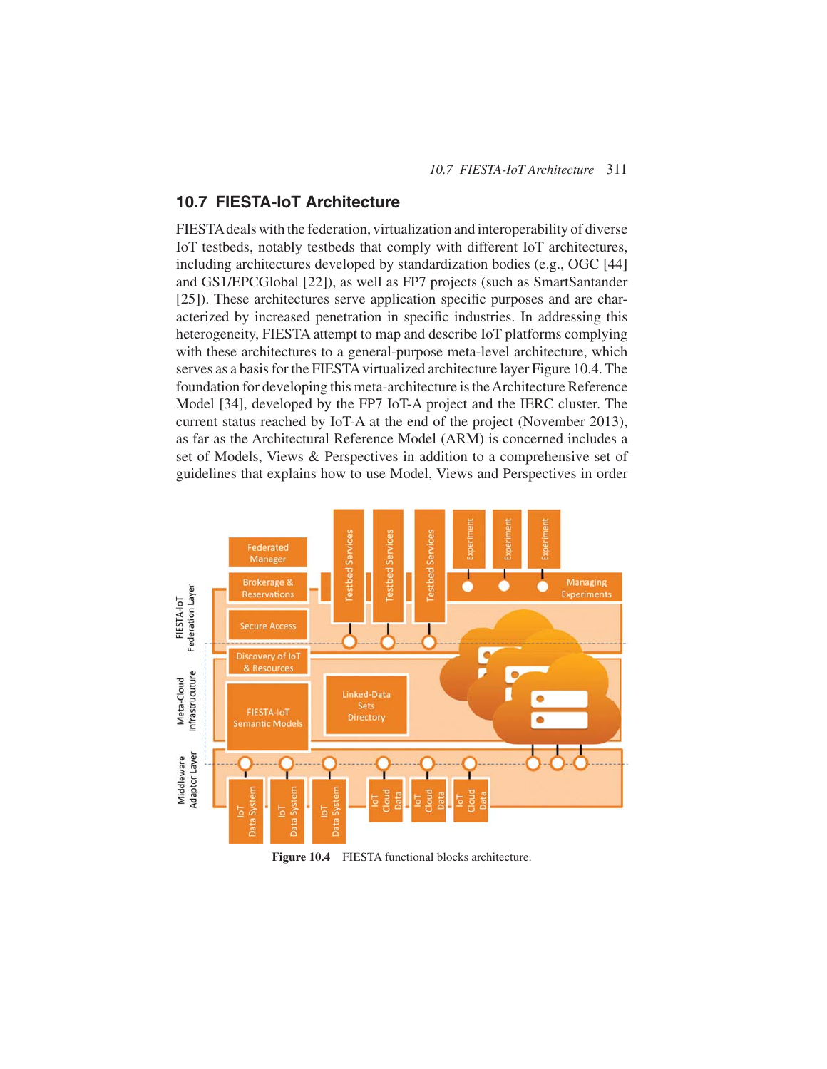## 10.7 FIESTA-IoT Architecture

FIESTA deals with the federation, virtualization and interoperability of diverse IoT testbeds, notably testbeds that comply with different IoT architectures, including architectures developed by standardization bodies (e.g., OGC [44] and GS1/EPCGlobal [22]), as well as FP7 projects (such as SmartSantander [25]). These architectures serve application specific purposes and are characterized by increased penetration in specific industries. In addressing this heterogeneity, FIESTA attempt to map and describe IoT platforms complying with these architectures to a general-purpose meta-level architecture, which serves as a basis for the FIESTA virtualized architecture layer Figure 10.4. The foundation for developing this meta-architecture is the Architecture Reference Model [34], developed by the FP7 IoT-A project and the IERC cluster. The current status reached by IoT-A at the end of the project (November 2013), as far as the Architectural Reference Model (ARM) is concerned includes a set of Models, Views & Perspectives in addition to a comprehensive set of guidelines that explains how to use Model, Views and Perspectives in order

**Figure 10.4** FIESTA functional blocks architecture.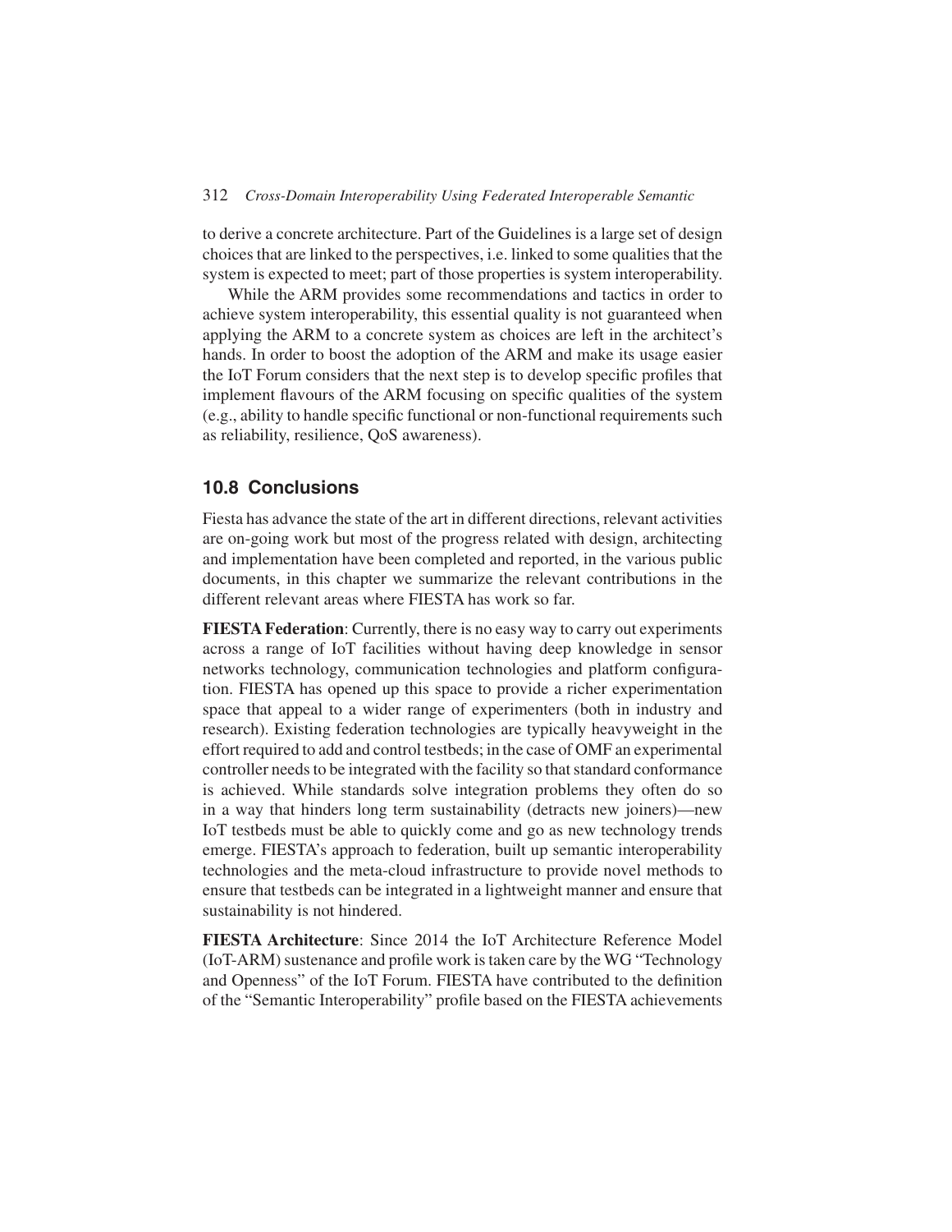to derive a concrete architecture. Part of the Guidelines is a large set of design choices that are linked to the perspectives, i.e. linked to some qualities that the system is expected to meet; part of those properties is system interoperability.

While the ARM provides some recommendations and tactics in order to achieve system interoperability, this essential quality is not guaranteed when applying the ARM to a concrete system as choices are left in the architect's hands. In order to boost the adoption of the ARM and make its usage easier the IoT Forum considers that the next step is to develop specific profiles that implement flavours of the ARM focusing on specific qualities of the system (e.g., ability to handle specific functional or non-functional requirements such as reliability, resilience, QoS awareness).

## 10.8 Conclusions

Fiesta has advance the state of the art in different directions, relevant activities are on-going work but most of the progress related with design, architecting and implementation have been completed and reported, in the various public documents, in this chapter we summarize the relevant contributions in the different relevant areas where FIESTA has work so far.

**FIESTA Federation**: Currently, there is no easy way to carry out experiments across a range of IoT facilities without having deep knowledge in sensor networks technology, communication technologies and platform configuration. FIESTA has opened up this space to provide a richer experimentation space that appeal to a wider range of experimenters (both in industry and research). Existing federation technologies are typically heavyweight in the effort required to add and control testbeds; in the case of OMF an experimental controller needs to be integrated with the facility so that standard conformance is achieved. While standards solve integration problems they often do so in a way that hinders long term sustainability (detracts new joiners)—new IoT testbeds must be able to quickly come and go as new technology trends emerge. FIESTA's approach to federation, built up semantic interoperability technologies and the meta-cloud infrastructure to provide novel methods to ensure that testbeds can be integrated in a lightweight manner and ensure that sustainability is not hindered.

**FIESTA Architecture**: Since 2014 the IoT Architecture Reference Model (IoT-ARM) sustenance and profile work is taken care by the WG "Technology and Openness" of the IoT Forum. FIESTA have contributed to the definition of the "Semantic Interoperability" profile based on the FIESTA achievements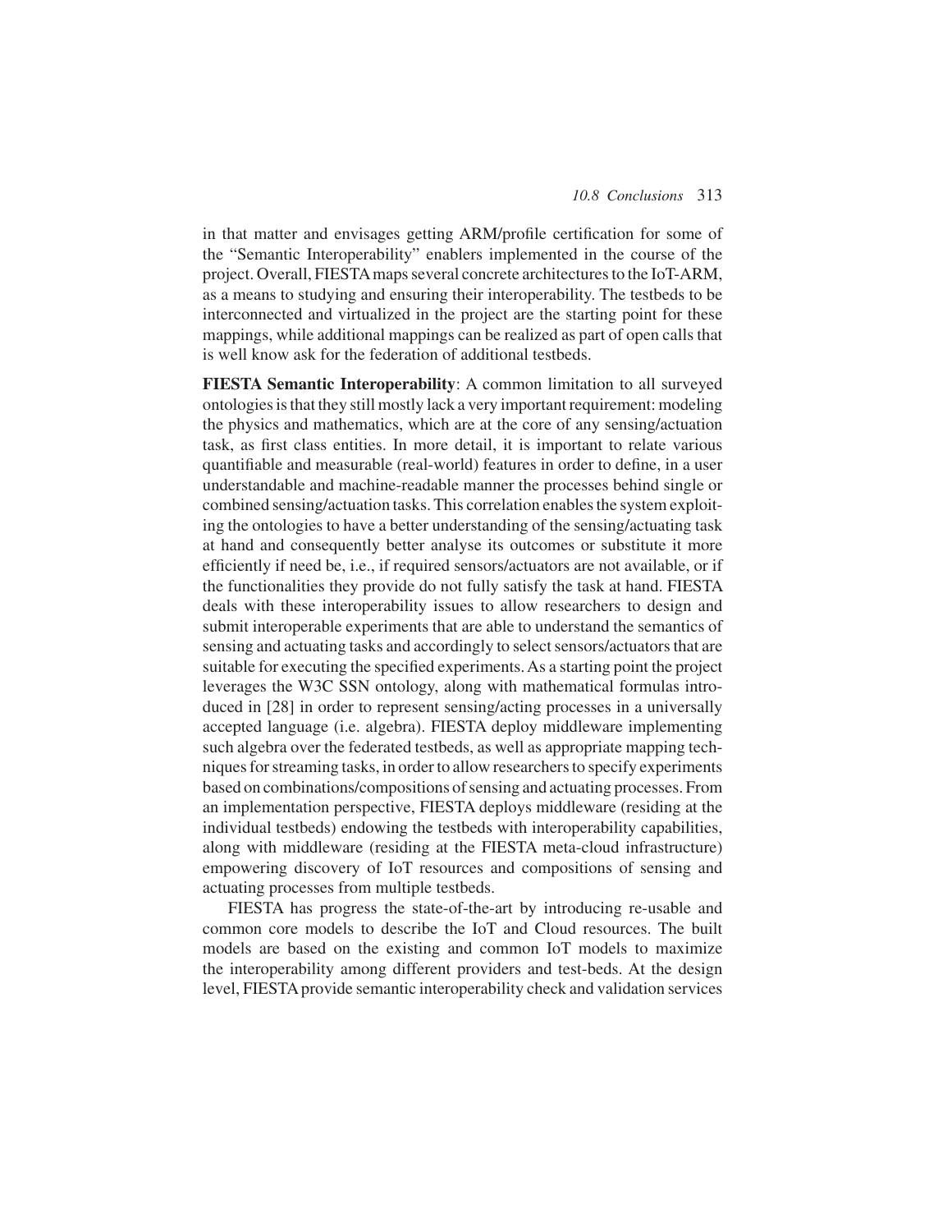in that matter and envisages getting ARM/profile certification for some of the "Semantic Interoperability" enablers implemented in the course of the project. Overall, FIESTA maps several concrete architectures to the IoT-ARM, as a means to studying and ensuring their interoperability. The testbeds to be interconnected and virtualized in the project are the starting point for these mappings, while additional mappings can be realized as part of open calls that is well know ask for the federation of additional testbeds.

**FIESTA Semantic Interoperability**: A common limitation to all surveyed ontologies is that they still mostly lack a very important requirement: modeling the physics and mathematics, which are at the core of any sensing/actuation task, as first class entities. In more detail, it is important to relate various quantifiable and measurable (real-world) features in order to define, in a user understandable and machine-readable manner the processes behind single or combined sensing/actuation tasks. This correlation enables the system exploiting the ontologies to have a better understanding of the sensing/actuating task at hand and consequently better analyse its outcomes or substitute it more efficiently if need be, i.e., if required sensors/actuators are not available, or if the functionalities they provide do not fully satisfy the task at hand. FIESTA deals with these interoperability issues to allow researchers to design and submit interoperable experiments that are able to understand the semantics of sensing and actuating tasks and accordingly to select sensors/actuators that are suitable for executing the specified experiments. As a starting point the project leverages the W3C SSN ontology, along with mathematical formulas introduced in [28] in order to represent sensing/acting processes in a universally accepted language (i.e. algebra). FIESTA deploy middleware implementing such algebra over the federated testbeds, as well as appropriate mapping techniques for streaming tasks, in order to allow researchers to specify experiments based on combinations/compositions of sensing and actuating processes. From an implementation perspective, FIESTA deploys middleware (residing at the individual testbeds) endowing the testbeds with interoperability capabilities, along with middleware (residing at the FIESTA meta-cloud infrastructure) empowering discovery of IoT resources and compositions of sensing and actuating processes from multiple testbeds.

FIESTA has progress the state-of-the-art by introducing re-usable and common core models to describe the IoT and Cloud resources. The built models are based on the existing and common IoT models to maximize the interoperability among different providers and test-beds. At the design level, FIESTA provide semantic interoperability check and validation services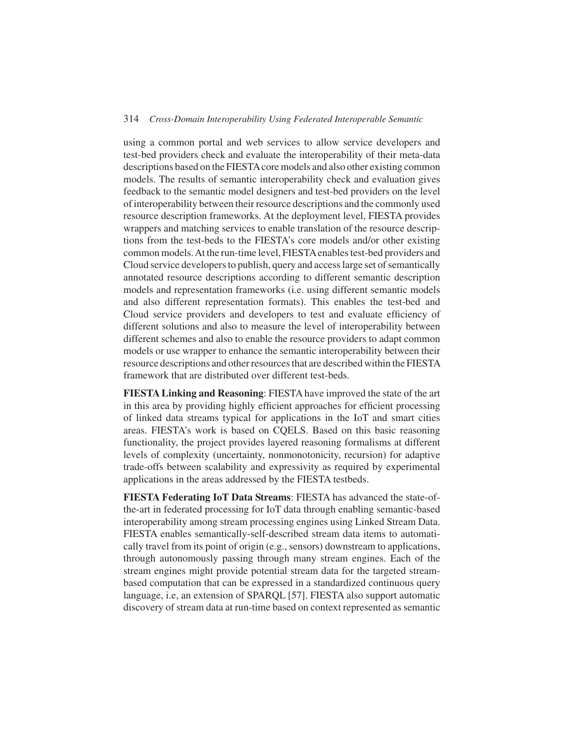using a common portal and web services to allow service developers and test-bed providers check and evaluate the interoperability of their meta-data descriptions based on the FIESTA core models and also other existing common models. The results of semantic interoperability check and evaluation gives feedback to the semantic model designers and test-bed providers on the level of interoperability between their resource descriptions and the commonly used resource description frameworks. At the deployment level, FIESTA provides wrappers and matching services to enable translation of the resource descriptions from the test-beds to the FIESTA's core models and/or other existing common models. At the run-time level, FIESTA enables test-bed providers and Cloud service developers to publish, query and access large set of semantically annotated resource descriptions according to different semantic description models and representation frameworks (i.e. using different semantic models and also different representation formats). This enables the test-bed and Cloud service providers and developers to test and evaluate efficiency of different solutions and also to measure the level of interoperability between different schemes and also to enable the resource providers to adapt common models or use wrapper to enhance the semantic interoperability between their resource descriptions and other resources that are described within the FIESTA framework that are distributed over different test-beds.

**FIESTA Linking and Reasoning**: FIESTA have improved the state of the art in this area by providing highly efficient approaches for efficient processing of linked data streams typical for applications in the IoT and smart cities areas. FIESTA's work is based on CQELS. Based on this basic reasoning functionality, the project provides layered reasoning formalisms at different levels of complexity (uncertainty, nonmonotonicity, recursion) for adaptive trade-offs between scalability and expressivity as required by experimental applications in the areas addressed by the FIESTA testbeds.

**FIESTA Federating IoT Data Streams**: FIESTA has advanced the state-of-the-art in federated processing for IoT data through enabling semantic-based interoperability among stream processing engines using Linked Stream Data. FIESTA enables semantically-self-described stream data items to automatically travel from its point of origin (e.g., sensors) downstream to applications, through autonomously passing through many stream engines. Each of the stream engines might provide potential stream data for the targeted stream-based computation that can be expressed in a standardized continuous query language, i.e, an extension of SPARQL [57]. FIESTA also support automatic discovery of stream data at run-time based on context represented as semantic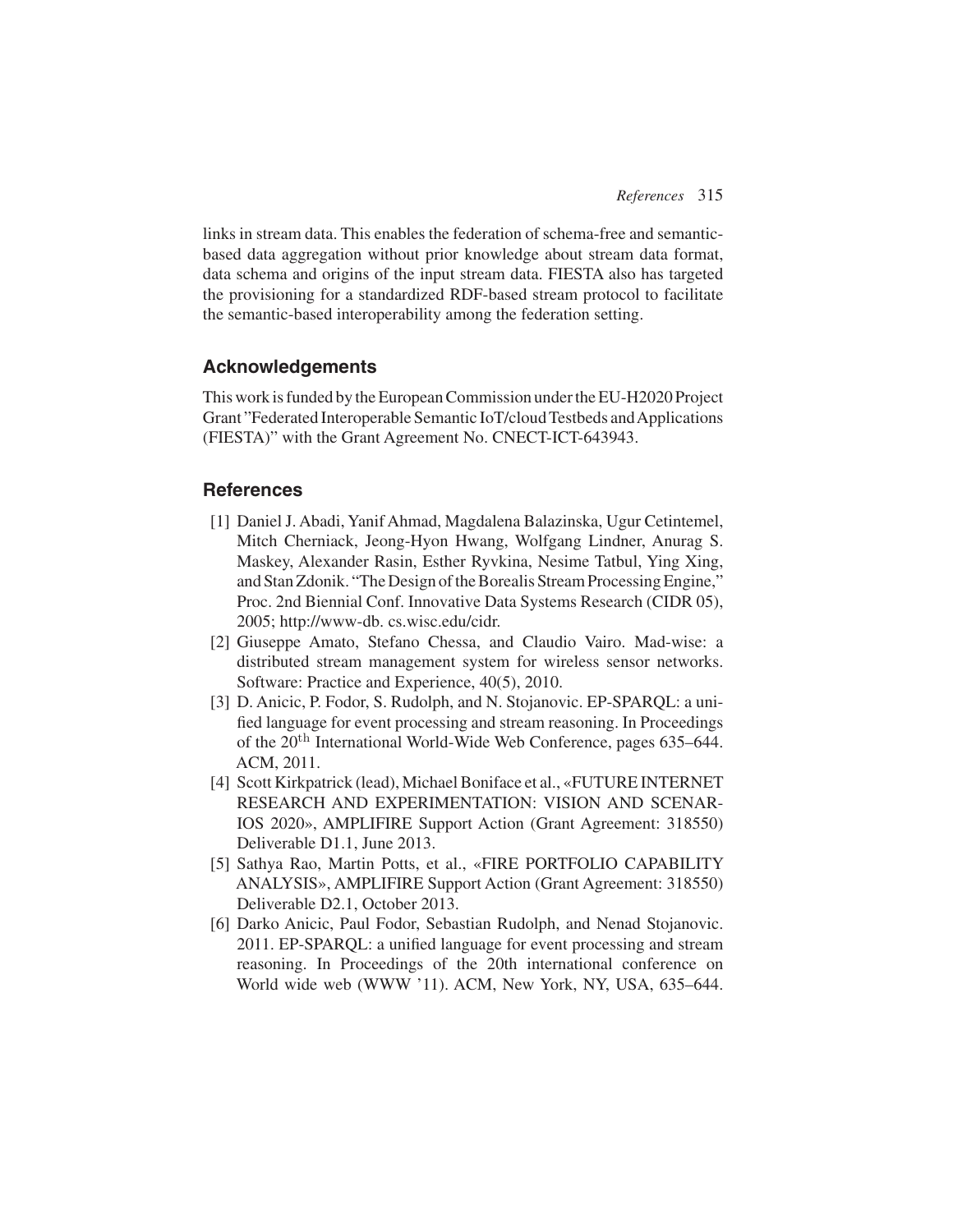links in stream data. This enables the federation of schema-free and semantic-based data aggregation without prior knowledge about stream data format, data schema and origins of the input stream data. FIESTA also has targeted the provisioning for a standardized RDF-based stream protocol to facilitate the semantic-based interoperability among the federation setting.

## Acknowledgements

This work is funded by the European Commission under the EU-H2020 Project Grant "Federated Interoperable Semantic IoT/cloud Testbeds and Applications (FIESTA)" with the Grant Agreement No. CNECT-ICT-643943.

## References

[1] Daniel J. Abadi, Yanif Ahmad, Magdalena Balazinska, Ugur Cetintemel, Mitch Cherniack, Jeong-Hyon Hwang, Wolfgang Lindner, Anurag S. Maskey, Alexander Rasin, Esther Ryvkina, Nesime Tatbul, Ying Xing, and Stan Zdonik. "The Design of the Borealis Stream Processing Engine," Proc. 2nd Biennial Conf. Innovative Data Systems Research (CIDR 05), 2005; http://www-db. cs.wisc.edu/cidr.

[2] Giuseppe Amato, Stefano Chessa, and Claudio Vairo. Mad-wise: a distributed stream management system for wireless sensor networks. Software: Practice and Experience, 40(5), 2010.

[3] D. Anicic, P. Fodor, S. Rudolph, and N. Stojanovic. EP-SPARQL: a unified language for event processing and stream reasoning. In Proceedings of the 20th International World-Wide Web Conference, pages 635–644. ACM, 2011.

[4] Scott Kirkpatrick (lead), Michael Boniface et al., «FUTURE INTERNET RESEARCH AND EXPERIMENTATION: VISION AND SCENARIOS 2020», AMPLIFIRE Support Action (Grant Agreement: 318550) Deliverable D1.1, June 2013.

[5] Sathya Rao, Martin Potts, et al., «FIRE PORTFOLIO CAPABILITY ANALYSIS», AMPLIFIRE Support Action (Grant Agreement: 318550) Deliverable D2.1, October 2013.

[6] Darko Anicic, Paul Fodor, Sebastian Rudolph, and Nenad Stojanovic. 2011. EP-SPARQL: a unified language for event processing and stream reasoning. In Proceedings of the 20th international conference on World wide web (WWW '11). ACM, New York, NY, USA, 635–644.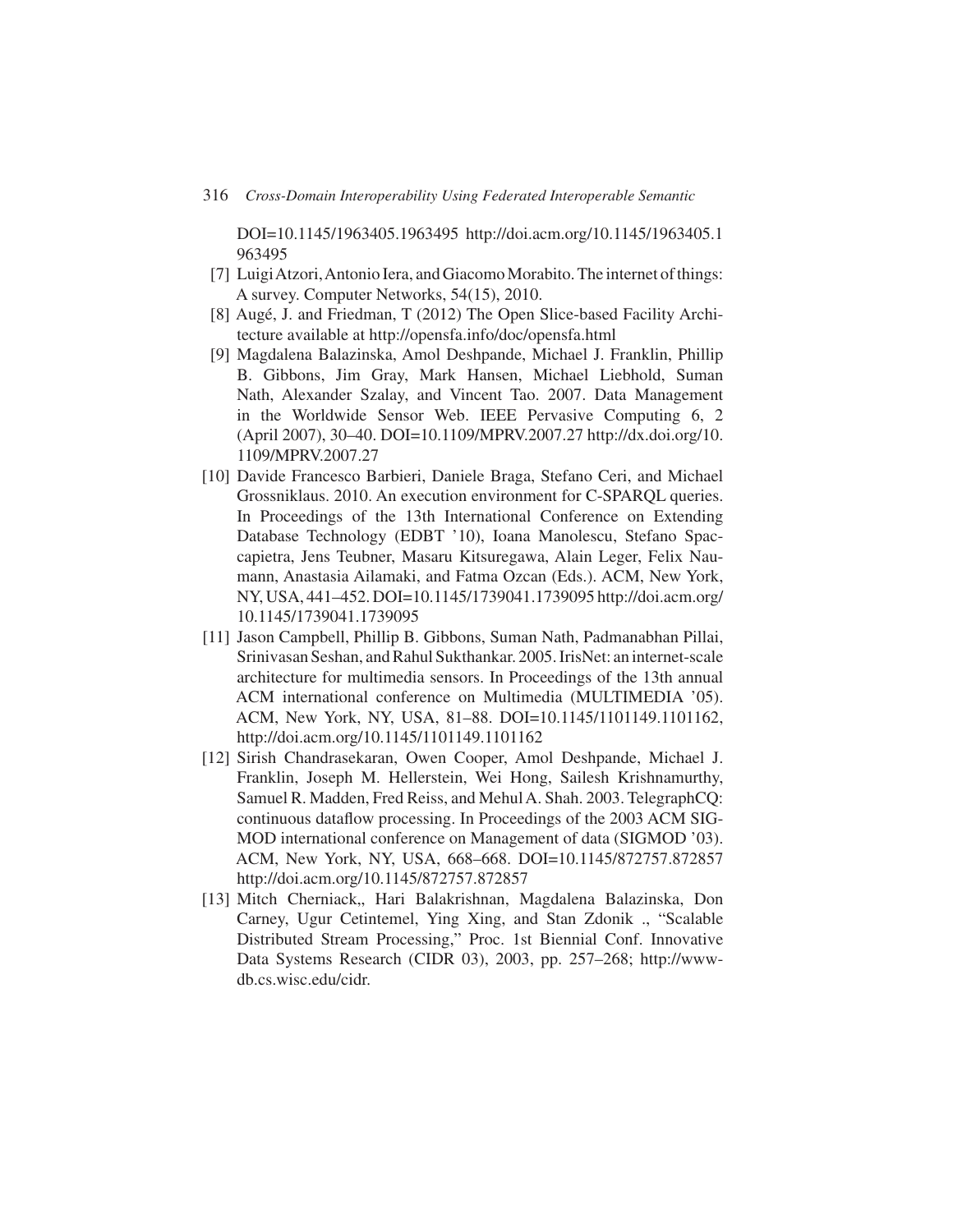DOI=10.1145/1963405.1963495 http://doi.acm.org/10.1145/1963405.1963495

[7] Luigi Atzori, Antonio Iera, and Giacomo Morabito. The internet of things: A survey. Computer Networks, 54(15), 2010.

[8] Augé, J. and Friedman, T (2012) The Open Slice-based Facility Architecture available at http://opensfa.info/doc/opensfa.html

[9] Magdalena Balazinska, Amol Deshpande, Michael J. Franklin, Phillip B. Gibbons, Jim Gray, Mark Hansen, Michael Liebhold, Suman Nath, Alexander Szalay, and Vincent Tao. 2007. Data Management in the Worldwide Sensor Web. IEEE Pervasive Computing 6, 2 (April 2007), 30–40. DOI=10.1109/MPRV.2007.27 http://dx.doi.org/10.1109/MPRV.2007.27

[10] Davide Francesco Barbieri, Daniele Braga, Stefano Ceri, and Michael Grossniklaus. 2010. An execution environment for C-SPARQL queries. In Proceedings of the 13th International Conference on Extending Database Technology (EDBT '10), Ioana Manolescu, Stefano Spaccapietra, Jens Teubner, Masaru Kitsuregawa, Alain Leger, Felix Naumann, Anastasia Ailamaki, and Fatma Ozcan (Eds.). ACM, New York, NY, USA, 441–452. DOI=10.1145/1739041.1739095 http://doi.acm.org/10.1145/1739041.1739095

[11] Jason Campbell, Phillip B. Gibbons, Suman Nath, Padmanabhan Pillai, Srinivasan Seshan, and Rahul Sukthankar. 2005. IrisNet: an internet-scale architecture for multimedia sensors. In Proceedings of the 13th annual ACM international conference on Multimedia (MULTIMEDIA '05). ACM, New York, NY, USA, 81–88. DOI=10.1145/1101149.1101162, http://doi.acm.org/10.1145/1101149.1101162

[12] Sirish Chandrasekaran, Owen Cooper, Amol Deshpande, Michael J. Franklin, Joseph M. Hellerstein, Wei Hong, Sailesh Krishnamurthy, Samuel R. Madden, Fred Reiss, and Mehul A. Shah. 2003. TelegraphCQ: continuous dataflow processing. In Proceedings of the 2003 ACM SIGMOD international conference on Management of data (SIGMOD '03). ACM, New York, NY, USA, 668–668. DOI=10.1145/872757.872857 http://doi.acm.org/10.1145/872757.872857

[13] Mitch Cherniack,, Hari Balakrishnan, Magdalena Balazinska, Don Carney, Ugur Cetintemel, Ying Xing, and Stan Zdonik ., "Scalable Distributed Stream Processing," Proc. 1st Biennial Conf. Innovative Data Systems Research (CIDR 03), 2003, pp. 257–268; http://www-db.cs.wisc.edu/cidr.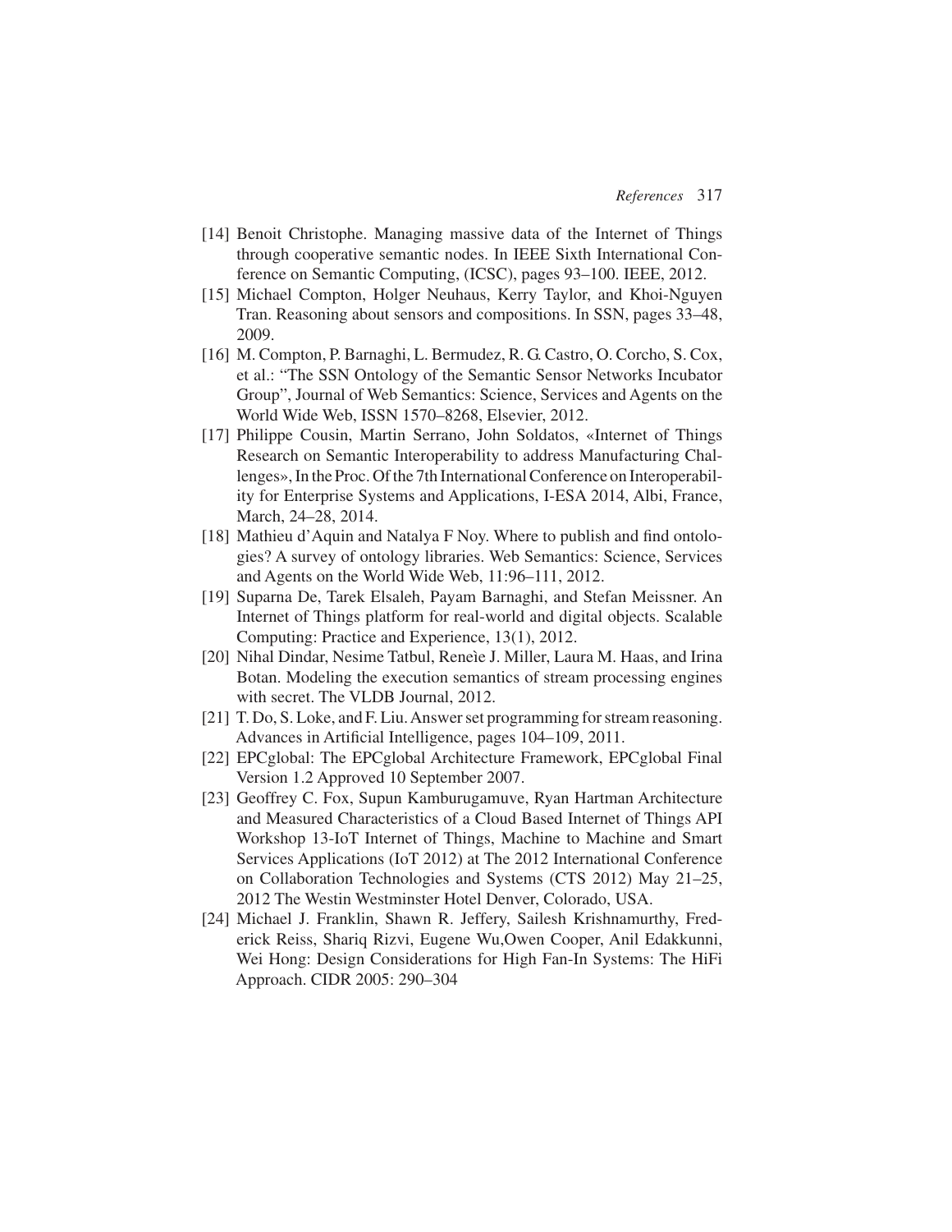[14] Benoit Christophe. Managing massive data of the Internet of Things through cooperative semantic nodes. In IEEE Sixth International Conference on Semantic Computing, (ICSC), pages 93–100. IEEE, 2012.

[15] Michael Compton, Holger Neuhaus, Kerry Taylor, and Khoi-Nguyen Tran. Reasoning about sensors and compositions. In SSN, pages 33–48, 2009.

[16] M. Compton, P. Barnaghi, L. Bermudez, R. G. Castro, O. Corcho, S. Cox, et al.: "The SSN Ontology of the Semantic Sensor Networks Incubator Group", Journal of Web Semantics: Science, Services and Agents on the World Wide Web, ISSN 1570–8268, Elsevier, 2012.

[17] Philippe Cousin, Martin Serrano, John Soldatos, «Internet of Things Research on Semantic Interoperability to address Manufacturing Challenges», In the Proc. Of the 7th International Conference on Interoperability for Enterprise Systems and Applications, I-ESA 2014, Albi, France, March, 24–28, 2014.

[18] Mathieu d'Aquin and Natalya F Noy. Where to publish and find ontologies? A survey of ontology libraries. Web Semantics: Science, Services and Agents on the World Wide Web, 11:96–111, 2012.

[19] Suparna De, Tarek Elsaleh, Payam Barnaghi, and Stefan Meissner. An Internet of Things platform for real-world and digital objects. Scalable Computing: Practice and Experience, 13(1), 2012.

[20] Nihal Dindar, Nesime Tatbul, Reneìe J. Miller, Laura M. Haas, and Irina Botan. Modeling the execution semantics of stream processing engines with secret. The VLDB Journal, 2012.

[21] T. Do, S. Loke, and F. Liu. Answer set programming for stream reasoning. Advances in Artificial Intelligence, pages 104–109, 2011.

[22] EPCglobal: The EPCglobal Architecture Framework, EPCglobal Final Version 1.2 Approved 10 September 2007.

[23] Geoffrey C. Fox, Supun Kamburugamuve, Ryan Hartman Architecture and Measured Characteristics of a Cloud Based Internet of Things API Workshop 13-IoT Internet of Things, Machine to Machine and Smart Services Applications (IoT 2012) at The 2012 International Conference on Collaboration Technologies and Systems (CTS 2012) May 21–25, 2012 The Westin Westminster Hotel Denver, Colorado, USA.

[24] Michael J. Franklin, Shawn R. Jeffery, Sailesh Krishnamurthy, Frederick Reiss, Shariq Rizvi, Eugene Wu,Owen Cooper, Anil Edakkunni, Wei Hong: Design Considerations for High Fan-In Systems: The HiFi Approach. CIDR 2005: 290–304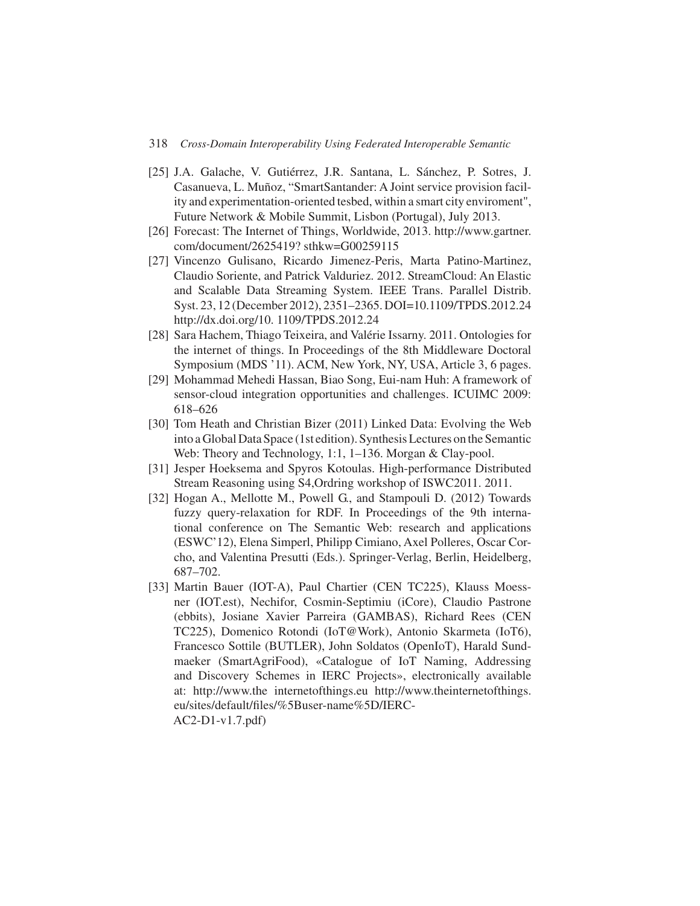[25] J.A. Galache, V. Gutiérrez, J.R. Santana, L. Sánchez, P. Sotres, J. Casanueva, L. Muñoz, "SmartSantander: A Joint service provision facility and experimentation-oriented tesbed, within a smart city enviroment", Future Network & Mobile Summit, Lisbon (Portugal), July 2013.

[26] Forecast: The Internet of Things, Worldwide, 2013. http://www.gartner.com/document/2625419? sthkw=G00259115

[27] Vincenzo Gulisano, Ricardo Jimenez-Peris, Marta Patino-Martinez, Claudio Soriente, and Patrick Valduriez. 2012. StreamCloud: An Elastic and Scalable Data Streaming System. IEEE Trans. Parallel Distrib. Syst. 23, 12 (December 2012), 2351–2365. DOI=10.1109/TPDS.2012.24 http://dx.doi.org/10. 1109/TPDS.2012.24

[28] Sara Hachem, Thiago Teixeira, and Valérie Issarny. 2011. Ontologies for the internet of things. In Proceedings of the 8th Middleware Doctoral Symposium (MDS '11). ACM, New York, NY, USA, Article 3, 6 pages.

[29] Mohammad Mehedi Hassan, Biao Song, Eui-nam Huh: A framework of sensor-cloud integration opportunities and challenges. ICUIMC 2009: 618–626

[30] Tom Heath and Christian Bizer (2011) Linked Data: Evolving the Web into a Global Data Space (1st edition). Synthesis Lectures on the Semantic Web: Theory and Technology, 1:1, 1–136. Morgan & Clay-pool.

[31] Jesper Hoeksema and Spyros Kotoulas. High-performance Distributed Stream Reasoning using S4,Ordring workshop of ISWC2011. 2011.

[32] Hogan A., Mellotte M., Powell G., and Stampouli D. (2012) Towards fuzzy query-relaxation for RDF. In Proceedings of the 9th international conference on The Semantic Web: research and applications (ESWC'12), Elena Simperl, Philipp Cimiano, Axel Polleres, Oscar Corcho, and Valentina Presutti (Eds.). Springer-Verlag, Berlin, Heidelberg, 687–702.

[33] Martin Bauer (IOT-A), Paul Chartier (CEN TC225), Klauss Moessner (IOT.est), Nechifor, Cosmin-Septimiu (iCore), Claudio Pastrone (ebbits), Josiane Xavier Parreira (GAMBAS), Richard Rees (CEN TC225), Domenico Rotondi (IoT@Work), Antonio Skarmeta (IoT6), Francesco Sottile (BUTLER), John Soldatos (OpenIoT), Harald Sundmaeker (SmartAgriFood), «Catalogue of IoT Naming, Addressing and Discovery Schemes in IERC Projects», electronically available at: http://www.the internetofthings.eu http://www.theinternetofthings.eu/sites/default/files/%5Buser-name%5D/IERC-AC2-D1-v1.7.pdf)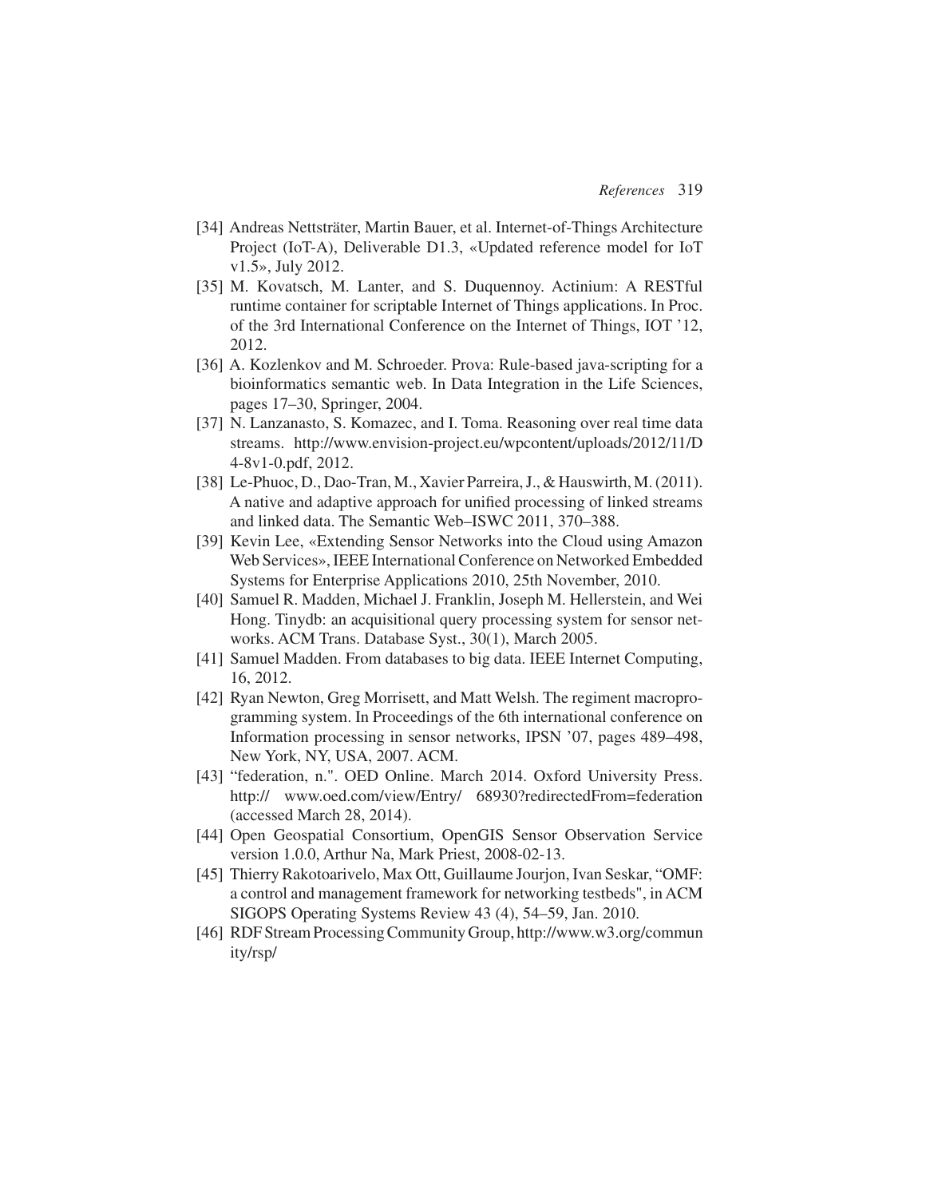[34] Andreas Nettsträter, Martin Bauer, et al. Internet-of-Things Architecture Project (IoT-A), Deliverable D1.3, «Updated reference model for IoT v1.5», July 2012.

[35] M. Kovatsch, M. Lanter, and S. Duquennoy. Actinium: A RESTful runtime container for scriptable Internet of Things applications. In Proc. of the 3rd International Conference on the Internet of Things, IOT '12, 2012.

[36] A. Kozlenkov and M. Schroeder. Prova: Rule-based java-scripting for a bioinformatics semantic web. In Data Integration in the Life Sciences, pages 17–30, Springer, 2004.

[37] N. Lanzanasto, S. Komazec, and I. Toma. Reasoning over real time data streams. http://www.envision-project.eu/wpcontent/uploads/2012/11/D4-8v1-0.pdf, 2012.

[38] Le-Phuoc, D., Dao-Tran, M., Xavier Parreira, J., & Hauswirth, M. (2011). A native and adaptive approach for unified processing of linked streams and linked data. The Semantic Web–ISWC 2011, 370–388.

[39] Kevin Lee, «Extending Sensor Networks into the Cloud using Amazon Web Services», IEEE International Conference on Networked Embedded Systems for Enterprise Applications 2010, 25th November, 2010.

[40] Samuel R. Madden, Michael J. Franklin, Joseph M. Hellerstein, and Wei Hong. Tinydb: an acquisitional query processing system for sensor networks. ACM Trans. Database Syst., 30(1), March 2005.

[41] Samuel Madden. From databases to big data. IEEE Internet Computing, 16, 2012.

[42] Ryan Newton, Greg Morrisett, and Matt Welsh. The regiment macroprogramming system. In Proceedings of the 6th international conference on Information processing in sensor networks, IPSN '07, pages 489–498, New York, NY, USA, 2007. ACM.

[43] "federation, n.". OED Online. March 2014. Oxford University Press. http:// www.oed.com/view/Entry/ 68930?redirectedFrom=federation (accessed March 28, 2014).

[44] Open Geospatial Consortium, OpenGIS Sensor Observation Service version 1.0.0, Arthur Na, Mark Priest, 2008-02-13.

[45] Thierry Rakotoarivelo, Max Ott, Guillaume Jourjon, Ivan Seskar, "OMF: a control and management framework for networking testbeds", in ACM SIGOPS Operating Systems Review 43 (4), 54–59, Jan. 2010.

[46] RDF Stream Processing Community Group, http://www.w3.org/community/rsp/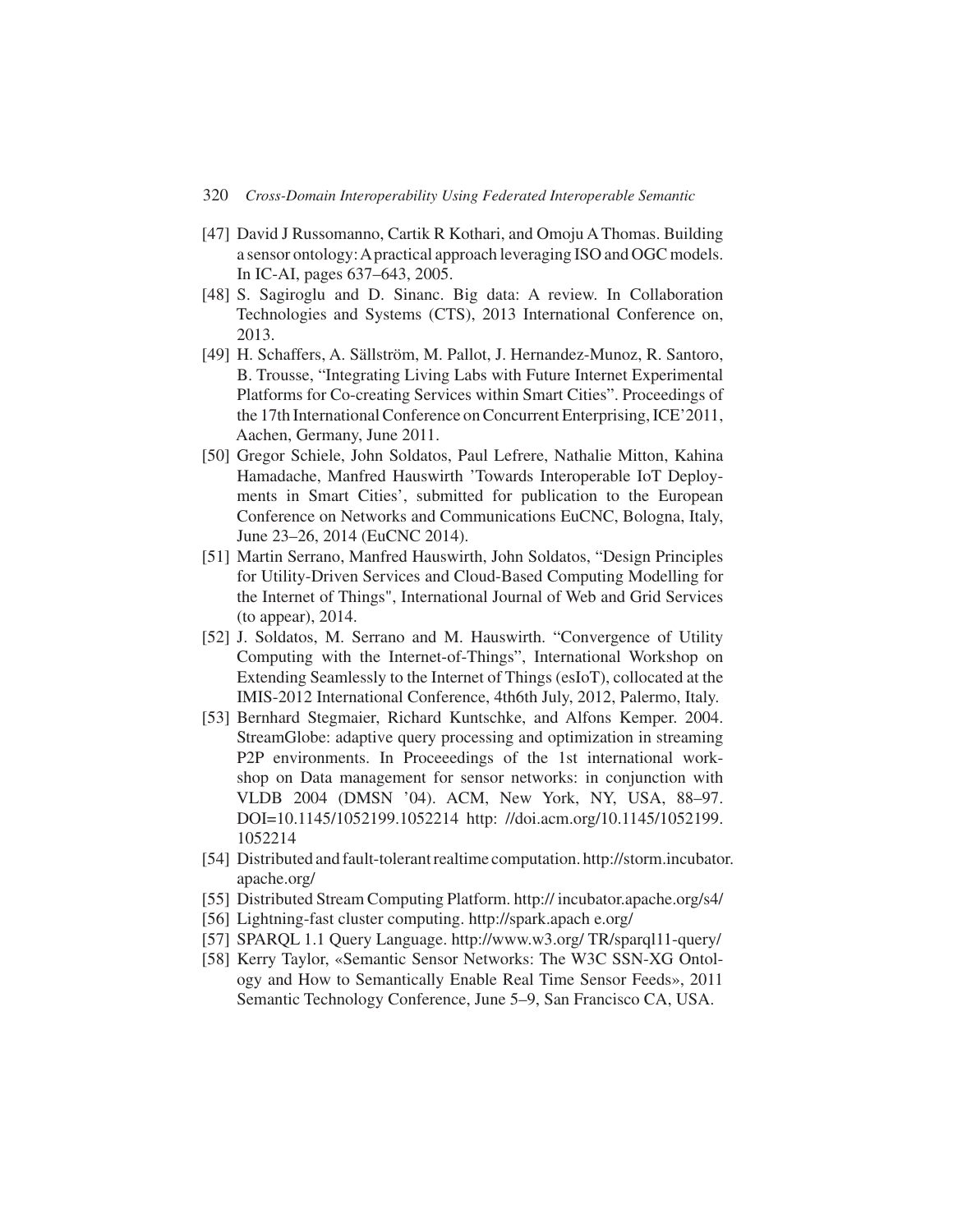[47] David J Russomanno, Cartik R Kothari, and Omoju A Thomas. Building a sensor ontology: A practical approach leveraging ISO and OGC models. In IC-AI, pages 637–643, 2005.

[48] S. Sagiroglu and D. Sinanc. Big data: A review. In Collaboration Technologies and Systems (CTS), 2013 International Conference on, 2013.

[49] H. Schaffers, A. Sällström, M. Pallot, J. Hernandez-Munoz, R. Santoro, B. Trousse, "Integrating Living Labs with Future Internet Experimental Platforms for Co-creating Services within Smart Cities". Proceedings of the 17th International Conference on Concurrent Enterprising, ICE'2011, Aachen, Germany, June 2011.

[50] Gregor Schiele, John Soldatos, Paul Lefrere, Nathalie Mitton, Kahina Hamadache, Manfred Hauswirth 'Towards Interoperable IoT Deployments in Smart Cities', submitted for publication to the European Conference on Networks and Communications EuCNC, Bologna, Italy, June 23–26, 2014 (EuCNC 2014).

[51] Martin Serrano, Manfred Hauswirth, John Soldatos, "Design Principles for Utility-Driven Services and Cloud-Based Computing Modelling for the Internet of Things", International Journal of Web and Grid Services (to appear), 2014.

[52] J. Soldatos, M. Serrano and M. Hauswirth. "Convergence of Utility Computing with the Internet-of-Things", International Workshop on Extending Seamlessly to the Internet of Things (esIoT), collocated at the IMIS-2012 International Conference, 4th6th July, 2012, Palermo, Italy.

[53] Bernhard Stegmaier, Richard Kuntschke, and Alfons Kemper. 2004. StreamGlobe: adaptive query processing and optimization in streaming P2P environments. In Proceeedings of the 1st international workshop on Data management for sensor networks: in conjunction with VLDB 2004 (DMSN '04). ACM, New York, NY, USA, 88–97. DOI=10.1145/1052199.1052214 http: //doi.acm.org/10.1145/1052199.1052214

[54] Distributed and fault-tolerant realtime computation. http://storm.incubator.apache.org/

[55] Distributed Stream Computing Platform. http:// incubator.apache.org/s4/

[56] Lightning-fast cluster computing. http://spark.apach e.org/

[57] SPARQL 1.1 Query Language. http://www.w3.org/ TR/sparql11-query/

[58] Kerry Taylor, «Semantic Sensor Networks: The W3C SSN-XG Ontology and How to Semantically Enable Real Time Sensor Feeds», 2011 Semantic Technology Conference, June 5–9, San Francisco CA, USA.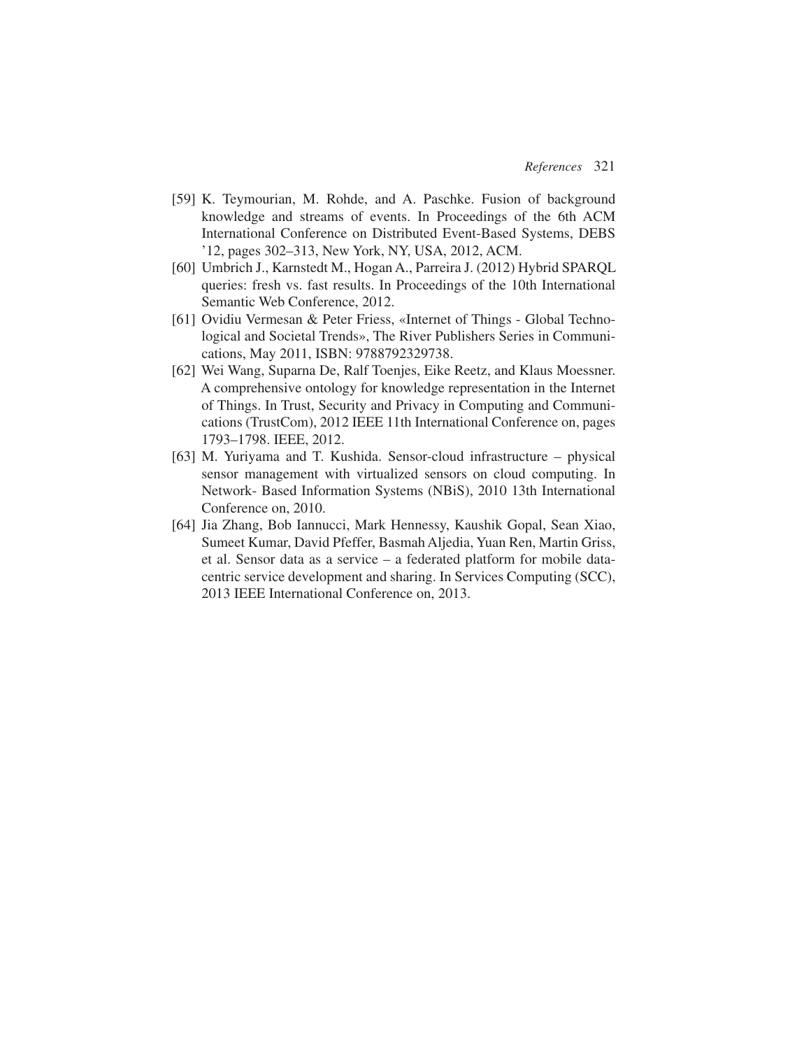[59] K. Teymourian, M. Rohde, and A. Paschke. Fusion of background knowledge and streams of events. In Proceedings of the 6th ACM International Conference on Distributed Event-Based Systems, DEBS '12, pages 302–313, New York, NY, USA, 2012, ACM.

[60] Umbrich J., Karnstedt M., Hogan A., Parreira J. (2012) Hybrid SPARQL queries: fresh vs. fast results. In Proceedings of the 10th International Semantic Web Conference, 2012.

[61] Ovidiu Vermesan & Peter Friess, «Internet of Things - Global Technological and Societal Trends», The River Publishers Series in Communications, May 2011, ISBN: 9788792329738.

[62] Wei Wang, Suparna De, Ralf Toenjes, Eike Reetz, and Klaus Moessner. A comprehensive ontology for knowledge representation in the Internet of Things. In Trust, Security and Privacy in Computing and Communications (TrustCom), 2012 IEEE 11th International Conference on, pages 1793–1798. IEEE, 2012.

[63] M. Yuriyama and T. Kushida. Sensor-cloud infrastructure – physical sensor management with virtualized sensors on cloud computing. In Network- Based Information Systems (NBiS), 2010 13th International Conference on, 2010.

[64] Jia Zhang, Bob Iannucci, Mark Hennessy, Kaushik Gopal, Sean Xiao, Sumeet Kumar, David Pfeffer, Basmah Aljedia, Yuan Ren, Martin Griss, et al. Sensor data as a service – a federated platform for mobile data-centric service development and sharing. In Services Computing (SCC), 2013 IEEE International Conference on, 2013.